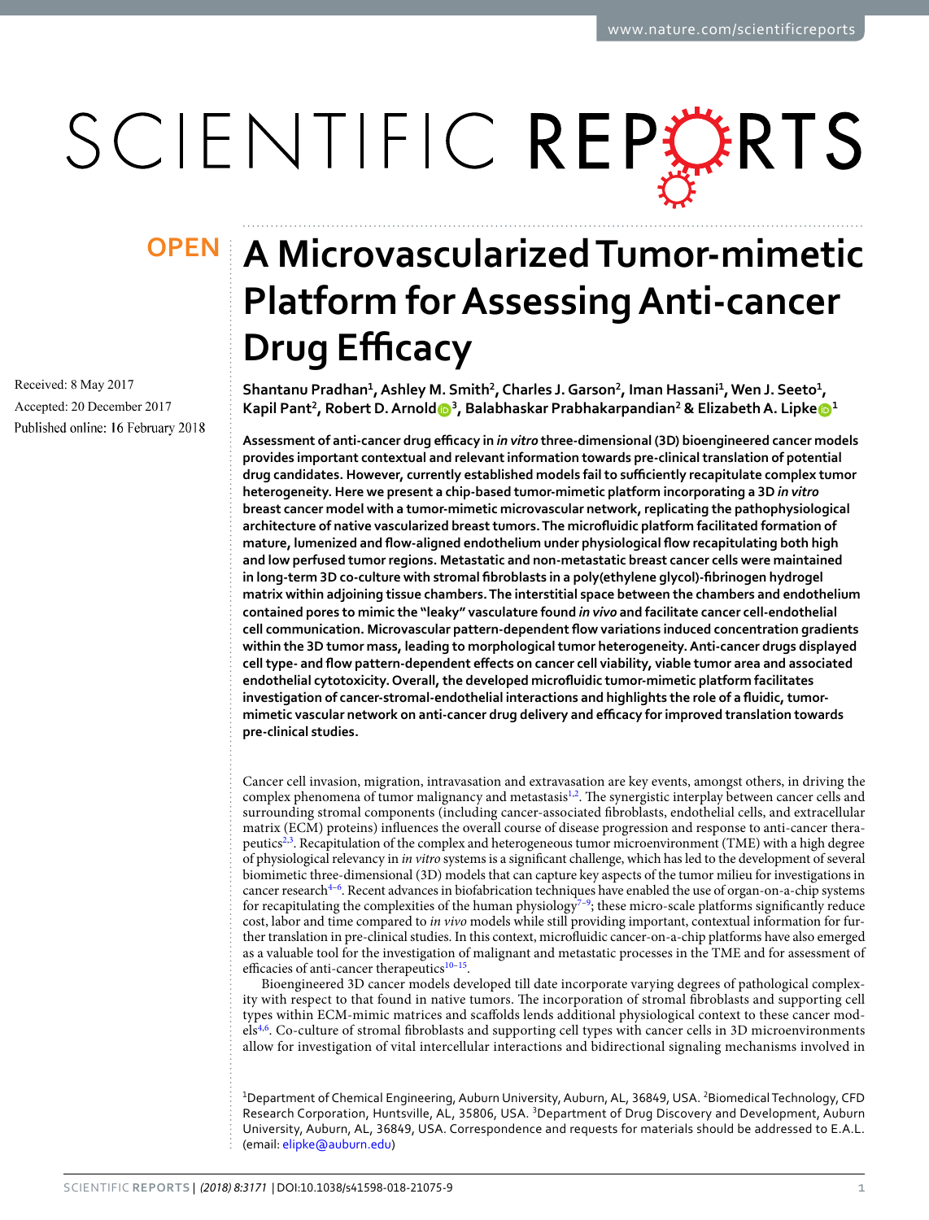OPEN

# A Microvascularized Tumor-mimetic Platform for Assessing Anti-cancer Drug Efficacy

Received: 8 May 2017

Accepted: 20 December 2017

Published online: 16 February 2018

**Shantanu Pradhan[1], Ashley M. Smith[2], Charles J. Garson[2], Iman Hassani[1], Wen J. Seeto[1], Kapil Pant[2], Robert D. Arnold[3], Balabhaskar Prabhakarpandian[2] & Elizabeth A. Lipke[1]**

**Assessment of anti-cancer drug efficacy in *in vitro* three-dimensional (3D) bioengineered cancer models provides important contextual and relevant information towards pre-clinical translation of potential drug candidates. However, currently established models fail to sufficiently recapitulate complex tumor heterogeneity. Here we present a chip-based tumor-mimetic platform incorporating a 3D *in vitro* breast cancer model with a tumor-mimetic microvascular network, replicating the pathophysiological architecture of native vascularized breast tumors. The microfluidic platform facilitated formation of mature, lumenized and flow-aligned endothelium under physiological flow recapitulating both high and low perfused tumor regions. Metastatic and non-metastatic breast cancer cells were maintained in long-term 3D co-culture with stromal fibroblasts in a poly(ethylene glycol)-fibrinogen hydrogel matrix within adjoining tissue chambers. The interstitial space between the chambers and endothelium contained pores to mimic the "leaky" vasculature found *in vivo* and facilitate cancer cell-endothelial cell communication. Microvascular pattern-dependent flow variations induced concentration gradients within the 3D tumor mass, leading to morphological tumor heterogeneity. Anti-cancer drugs displayed cell type- and flow pattern-dependent effects on cancer cell viability, viable tumor area and associated endothelial cytotoxicity. Overall, the developed microfluidic tumor-mimetic platform facilitates investigation of cancer-stromal-endothelial interactions and highlights the role of a fluidic, tumor-mimetic vascular network on anti-cancer drug delivery and efficacy for improved translation towards pre-clinical studies.**

Cancer cell invasion, migration, intravasation and extravasation are key events, amongst others, in driving the complex phenomena of tumor malignancy and metastasis[1,2]. The synergistic interplay between cancer cells and surrounding stromal components (including cancer-associated fibroblasts, endothelial cells, and extracellular matrix (ECM) proteins) influences the overall course of disease progression and response to anti-cancer therapeutics[2,3]. Recapitulation of the complex and heterogeneous tumor microenvironment (TME) with a high degree of physiological relevancy in *in vitro* systems is a significant challenge, which has led to the development of several biomimetic three-dimensional (3D) models that can capture key aspects of the tumor milieu for investigations in cancer research[4–6]. Recent advances in biofabrication techniques have enabled the use of organ-on-a-chip systems for recapitulating the complexities of the human physiology[7–9]; these micro-scale platforms significantly reduce cost, labor and time compared to *in vivo* models while still providing important, contextual information for further translation in pre-clinical studies. In this context, microfluidic cancer-on-a-chip platforms have also emerged as a valuable tool for the investigation of malignant and metastatic processes in the TME and for assessment of efficacies of anti-cancer therapeutics[10–15].

Bioengineered 3D cancer models developed till date incorporate varying degrees of pathological complexity with respect to that found in native tumors. The incorporation of stromal fibroblasts and supporting cell types within ECM-mimic matrices and scaffolds lends additional physiological context to these cancer models[4,6]. Co-culture of stromal fibroblasts and supporting cell types with cancer cells in 3D microenvironments allow for investigation of vital intercellular interactions and bidirectional signaling mechanisms involved in

[1]Department of Chemical Engineering, Auburn University, Auburn, AL, 36849, USA. [2]Biomedical Technology, CFD Research Corporation, Huntsville, AL, 35806, USA. [3]Department of Drug Discovery and Development, Auburn University, Auburn, AL, 36849, USA. Correspondence and requests for materials should be addressed to E.A.L. (email: elipke@auburn.edu)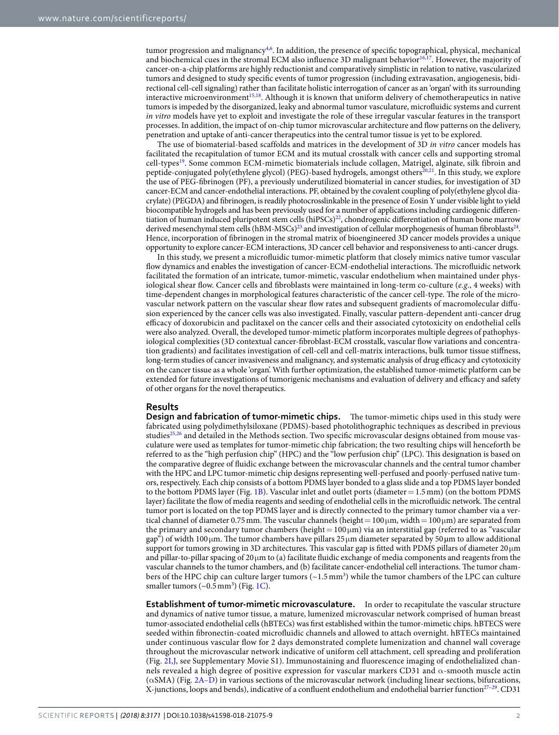tumor progression and malignancy[4,6]. In addition, the presence of specific topographical, physical, mechanical and biochemical cues in the stromal ECM also influence 3D malignant behavior[16,17]. However, the majority of cancer-on-a-chip platforms are highly reductionist and comparatively simplistic in relation to native, vascularized tumors and designed to study specific events of tumor progression (including extravasation, angiogenesis, bidirectional cell-cell signaling) rather than facilitate holistic interrogation of cancer as an 'organ' with its surrounding interactive microenvironment[15,18]. Although it is known that uniform delivery of chemotherapeutics in native tumors is impeded by the disorganized, leaky and abnormal tumor vasculature, microfluidic systems and current *in vitro* models have yet to exploit and investigate the role of these irregular vascular features in the transport processes. In addition, the impact of on-chip tumor microvascular architecture and flow patterns on the delivery, penetration and uptake of anti-cancer therapeutics into the central tumor tissue is yet to be explored.

The use of biomaterial-based scaffolds and matrices in the development of 3D *in vitro* cancer models has facilitated the recapitulation of tumor ECM and its mutual crosstalk with cancer cells and supporting stromal cell-types[19]. Some common ECM-mimetic biomaterials include collagen, Matrigel, alginate, silk fibroin and peptide-conjugated poly(ethylene glycol) (PEG)-based hydrogels, amongst others[20,21]. In this study, we explore the use of PEG-fibrinogen (PF), a previously underutilized biomaterial in cancer studies, for investigation of 3D cancer-ECM and cancer-endothelial interactions. PF, obtained by the covalent coupling of poly(ethylene glycol diacrylate) (PEGDA) and fibrinogen, is readily photocrosslinkable in the presence of Eosin Y under visible light to yield biocompatible hydrogels and has been previously used for a number of applications including cardiogenic differentiation of human induced pluripotent stem cells (hiPSCs)[22], chondrogenic differentiation of human bone marrow derived mesenchymal stem cells (hBM-MSCs)[23] and investigation of cellular morphogenesis of human fibroblasts[24]. Hence, incorporation of fibrinogen in the stromal matrix of bioengineered 3D cancer models provides a unique opportunity to explore cancer-ECM interactions, 3D cancer cell behavior and responsiveness to anti-cancer drugs.

In this study, we present a microfluidic tumor-mimetic platform that closely mimics native tumor vascular flow dynamics and enables the investigation of cancer-ECM-endothelial interactions. The microfluidic network facilitated the formation of an intricate, tumor-mimetic, vascular endothelium when maintained under physiological shear flow. Cancer cells and fibroblasts were maintained in long-term co-culture (*e.g.*, 4 weeks) with time-dependent changes in morphological features characteristic of the cancer cell-type. The role of the microvascular network pattern on the vascular shear flow rates and subsequent gradients of macromolecular diffusion experienced by the cancer cells was also investigated. Finally, vascular pattern-dependent anti-cancer drug efficacy of doxorubicin and paclitaxel on the cancer cells and their associated cytotoxicity on endothelial cells were also analyzed. Overall, the developed tumor-mimetic platform incorporates multiple degrees of pathophysiological complexities (3D contextual cancer-fibroblast-ECM crosstalk, vascular flow variations and concentration gradients) and facilitates investigation of cell-cell and cell-matrix interactions, bulk tumor tissue stiffness, long-term studies of cancer invasiveness and malignancy, and systematic analysis of drug efficacy and cytotoxicity on the cancer tissue as a whole 'organ'. With further optimization, the established tumor-mimetic platform can be extended for future investigations of tumorigenic mechanisms and evaluation of delivery and efficacy and safety of other organs for the novel therapeutics.

## Results

**Design and fabrication of tumor-mimetic chips.** The tumor-mimetic chips used in this study were fabricated using polydimethylsiloxane (PDMS)-based photolithographic techniques as described in previous studies[25,26] and detailed in the Methods section. Two specific microvascular designs obtained from mouse vasculature were used as templates for tumor-mimetic chip fabrication; the two resulting chips will henceforth be referred to as the "high perfusion chip" (HPC) and the "low perfusion chip" (LPC). This designation is based on the comparative degree of fluidic exchange between the microvascular channels and the central tumor chamber with the HPC and LPC tumor-mimetic chip designs representing well-perfused and poorly-perfused native tumors, respectively. Each chip consists of a bottom PDMS layer bonded to a glass slide and a top PDMS layer bonded to the bottom PDMS layer (Fig. 1B). Vascular inlet and outlet ports (diameter = 1.5 mm) (on the bottom PDMS layer) facilitate the flow of media reagents and seeding of endothelial cells in the microfluidic network. The central tumor port is located on the top PDMS layer and is directly connected to the primary tumor chamber via a vertical channel of diameter 0.75 mm. The vascular channels (height = 100 μm, width = 100 μm) are separated from the primary and secondary tumor chambers (height = 100 μm) via an interstitial gap (referred to as "vascular gap") of width 100 μm. The tumor chambers have pillars 25 μm diameter separated by 50 μm to allow additional support for tumors growing in 3D architectures. This vascular gap is fitted with PDMS pillars of diameter 20 μm and pillar-to-pillar spacing of 20 μm to (a) facilitate fluidic exchange of media components and reagents from the vascular channels to the tumor chambers, and (b) facilitate cancer-endothelial cell interactions. The tumor chambers of the HPC chip can culture larger tumors (~1.5 mm$^3$) while the tumor chambers of the LPC can culture smaller tumors (~0.5 mm$^3$) (Fig. 1C).

**Establishment of tumor-mimetic microvasculature.** In order to recapitulate the vascular structure and dynamics of native tumor tissue, a mature, lumenized microvascular network comprised of human breast tumor-associated endothelial cells (hBTECs) was first established within the tumor-mimetic chips. hBTECS were seeded within fibronectin-coated microfluidic channels and allowed to attach overnight. hBTECs maintained under continuous vascular flow for 2 days demonstrated complete lumenization and channel wall coverage throughout the microvascular network indicative of uniform cell attachment, cell spreading and proliferation (Fig. 2I,J, see Supplementary Movie S1). Immunostaining and fluorescence imaging of endothelialized channels revealed a high degree of positive expression for vascular markers CD31 and α-smooth muscle actin (αSMA) (Fig. 2A–D) in various sections of the microvascular network (including linear sections, bifurcations, X-junctions, loops and bends), indicative of a confluent endothelium and endothelial barrier function[27–29]. CD31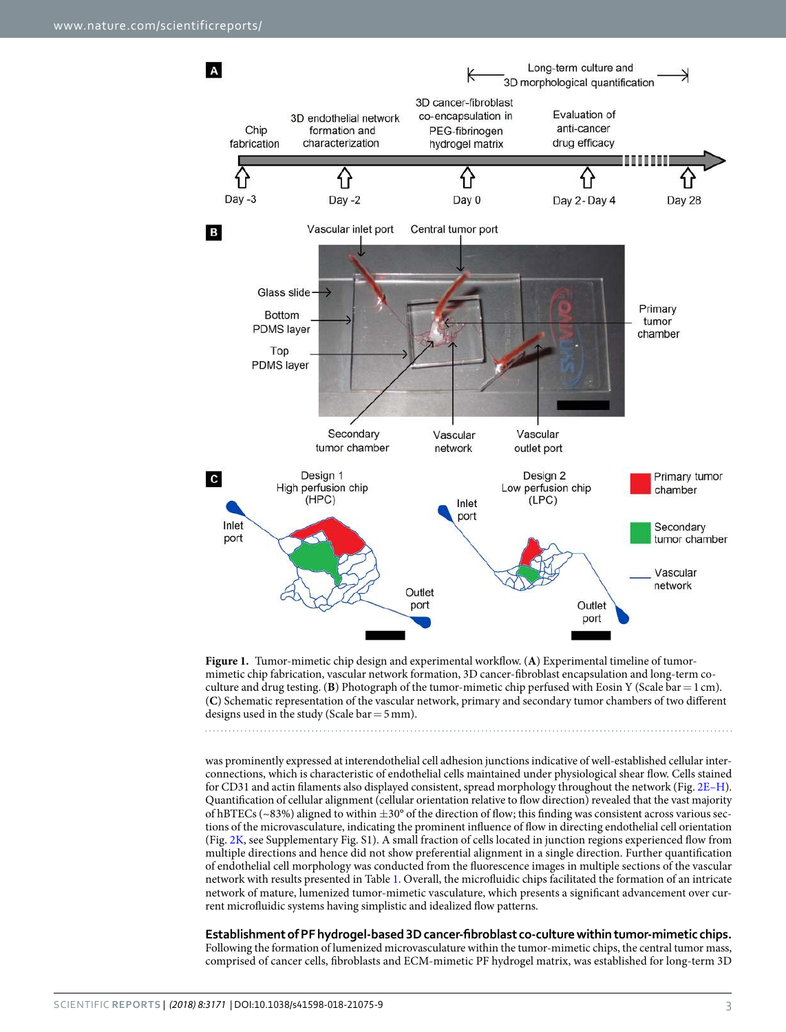**Figure 1.** Tumor-mimetic chip design and experimental workflow. (**A**) Experimental timeline of tumor-mimetic chip fabrication, vascular network formation, 3D cancer-fibroblast encapsulation and long-term co-culture and drug testing. (**B**) Photograph of the tumor-mimetic chip perfused with Eosin Y (Scale bar = 1 cm). (**C**) Schematic representation of the vascular network, primary and secondary tumor chambers of two different designs used in the study (Scale bar = 5 mm).

was prominently expressed at interendothelial cell adhesion junctions indicative of well-established cellular interconnections, which is characteristic of endothelial cells maintained under physiological shear flow. Cells stained for CD31 and actin filaments also displayed consistent, spread morphology throughout the network (Fig. 2E–H). Quantification of cellular alignment (cellular orientation relative to flow direction) revealed that the vast majority of hBTECs (~83%) aligned to within ±30° of the direction of flow; this finding was consistent across various sections of the microvasculature, indicating the prominent influence of flow in directing endothelial cell orientation (Fig. 2K, see Supplementary Fig. S1). A small fraction of cells located in junction regions experienced flow from multiple directions and hence did not show preferential alignment in a single direction. Further quantification of endothelial cell morphology was conducted from the fluorescence images in multiple sections of the vascular network with results presented in Table 1. Overall, the microfluidic chips facilitated the formation of an intricate network of mature, lumenized tumor-mimetic vasculature, which presents a significant advancement over current microfluidic systems having simplistic and idealized flow patterns.

**Establishment of PF hydrogel-based 3D cancer-fibroblast co-culture within tumor-mimetic chips.** Following the formation of lumenized microvasculature within the tumor-mimetic chips, the central tumor mass, comprised of cancer cells, fibroblasts and ECM-mimetic PF hydrogel matrix, was established for long-term 3D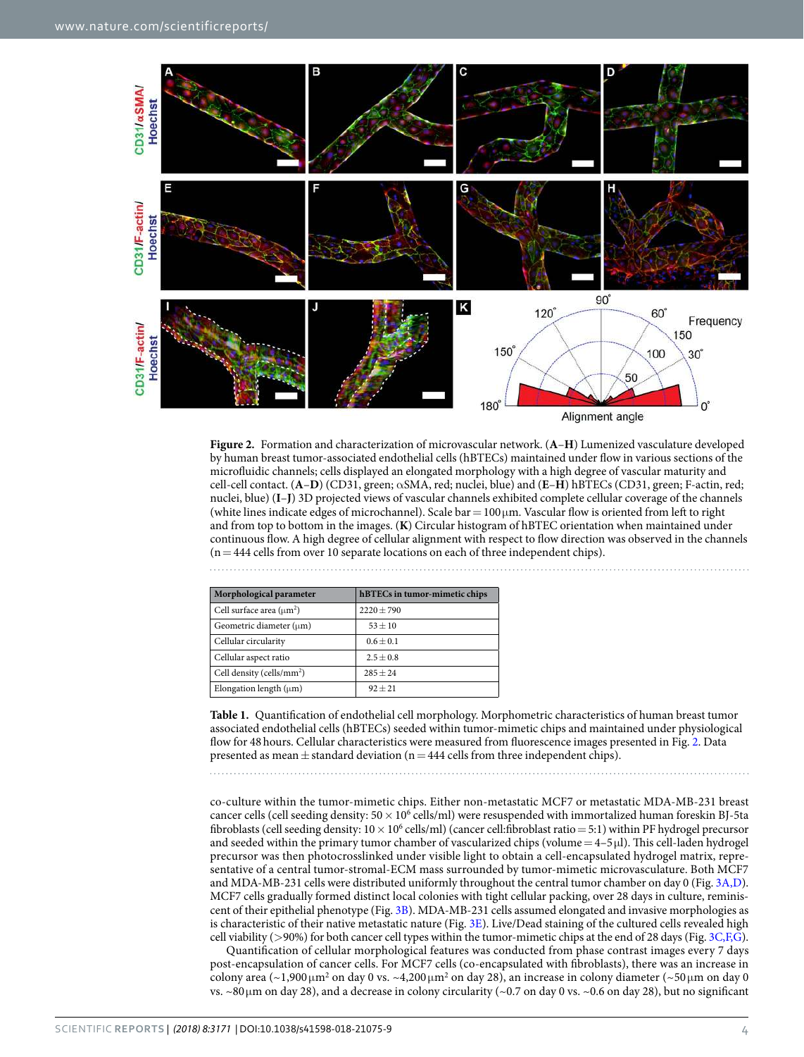**Figure 2.** Formation and characterization of microvascular network. (**A**–**H**) Lumenized vasculature developed by human breast tumor-associated endothelial cells (hBTECs) maintained under flow in various sections of the microfluidic channels; cells displayed an elongated morphology with a high degree of vascular maturity and cell-cell contact. (**A**–**D**) (CD31, green; αSMA, red; nuclei, blue) and (**E**–**H**) hBTECs (CD31, green; F-actin, red; nuclei, blue) (**I**–**J**) 3D projected views of vascular channels exhibited complete cellular coverage of the channels (white lines indicate edges of microchannel). Scale bar = 100 μm. Vascular flow is oriented from left to right and from top to bottom in the images. (**K**) Circular histogram of hBTEC orientation when maintained under continuous flow. A high degree of cellular alignment with respect to flow direction was observed in the channels (n = 444 cells from over 10 separate locations on each of three independent chips).

| Morphological parameter | hBTECs in tumor-mimetic chips |
|---|---|
| Cell surface area (μm$^2$) | 2220 ± 790 |
| Geometric diameter (μm) | 53 ± 10 |
| Cellular circularity | 0.6 ± 0.1 |
| Cellular aspect ratio | 2.5 ± 0.8 |
| Cell density (cells/mm$^2$) | 285 ± 24 |
| Elongation length (μm) | 92 ± 21 |

**Table 1.** Quantification of endothelial cell morphology. Morphometric characteristics of human breast tumor associated endothelial cells (hBTECs) seeded within tumor-mimetic chips and maintained under physiological flow for 48 hours. Cellular characteristics were measured from fluorescence images presented in Fig. 2. Data presented as mean ± standard deviation (n = 444 cells from three independent chips).

co-culture within the tumor-mimetic chips. Either non-metastatic MCF7 or metastatic MDA-MB-231 breast cancer cells (cell seeding density: $50 \times 10^6$ cells/ml) were resuspended with immortalized human foreskin BJ-5ta fibroblasts (cell seeding density: $10 \times 10^6$ cells/ml) (cancer cell:fibroblast ratio = 5:1) within PF hydrogel precursor and seeded within the primary tumor chamber of vascularized chips (volume = 4–5 μl). This cell-laden hydrogel precursor was then photocrosslinked under visible light to obtain a cell-encapsulated hydrogel matrix, representative of a central tumor-stromal-ECM mass surrounded by tumor-mimetic microvasculature. Both MCF7 and MDA-MB-231 cells were distributed uniformly throughout the central tumor chamber on day 0 (Fig. 3A,D). MCF7 cells gradually formed distinct local colonies with tight cellular packing, over 28 days in culture, reminiscent of their epithelial phenotype (Fig. 3B). MDA-MB-231 cells assumed elongated and invasive morphologies as is characteristic of their native metastatic nature (Fig. 3E). Live/Dead staining of the cultured cells revealed high cell viability (>90%) for both cancer cell types within the tumor-mimetic chips at the end of 28 days (Fig. 3C,F,G).

Quantification of cellular morphological features was conducted from phase contrast images every 7 days post-encapsulation of cancer cells. For MCF7 cells (co-encapsulated with fibroblasts), there was an increase in colony area (~1,900 μm$^2$ on day 0 vs. ~4,200 μm$^2$ on day 28), an increase in colony diameter (~50 μm on day 0 vs. ~80 μm on day 28), and a decrease in colony circularity (~0.7 on day 0 vs. ~0.6 on day 28), but no significant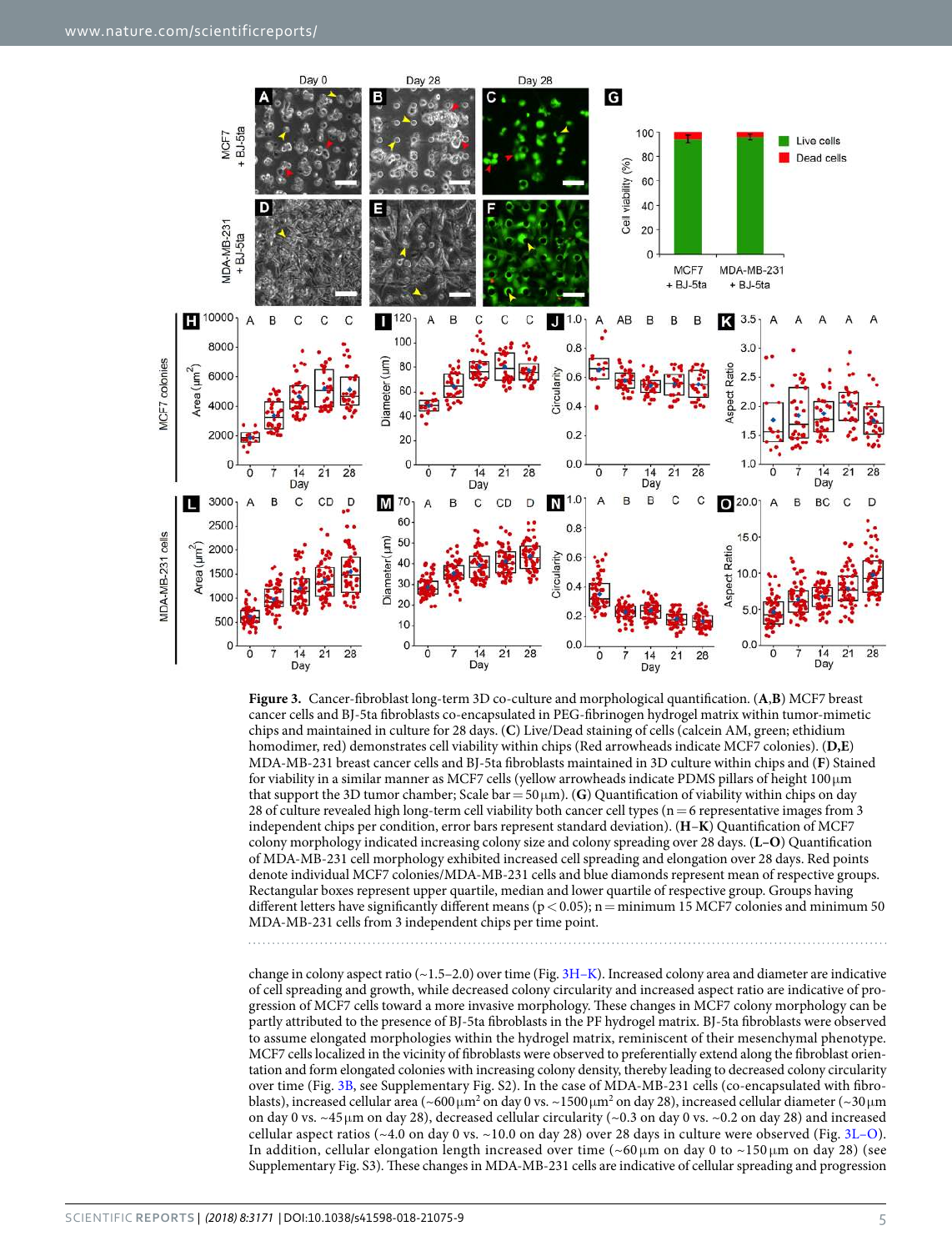**Figure 3.** Cancer-fibroblast long-term 3D co-culture and morphological quantification. (**A**,**B**) MCF7 breast cancer cells and BJ-5ta fibroblasts co-encapsulated in PEG-fibrinogen hydrogel matrix within tumor-mimetic chips and maintained in culture for 28 days. (**C**) Live/Dead staining of cells (calcein AM, green; ethidium homodimer, red) demonstrates cell viability within chips (Red arrowheads indicate MCF7 colonies). (**D**,**E**) MDA-MB-231 breast cancer cells and BJ-5ta fibroblasts maintained in 3D culture within chips and (**F**) Stained for viability in a similar manner as MCF7 cells (yellow arrowheads indicate PDMS pillars of height 100 µm that support the 3D tumor chamber; Scale bar = 50 µm). (**G**) Quantification of viability within chips on day 28 of culture revealed high long-term cell viability both cancer cell types (n = 6 representative images from 3 independent chips per condition, error bars represent standard deviation). (**H**–**K**) Quantification of MCF7 colony morphology indicated increasing colony size and colony spreading over 28 days. (**L**–**O**) Quantification of MDA-MB-231 cell morphology exhibited increased cell spreading and elongation over 28 days. Red points denote individual MCF7 colonies/MDA-MB-231 cells and blue diamonds represent mean of respective groups. Rectangular boxes represent upper quartile, median and lower quartile of respective group. Groups having different letters have significantly different means ($p < 0.05$); n = minimum 15 MCF7 colonies and minimum 50 MDA-MB-231 cells from 3 independent chips per time point.

change in colony aspect ratio (~1.5–2.0) over time (Fig. 3H–K). Increased colony area and diameter are indicative of cell spreading and growth, while decreased colony circularity and increased aspect ratio are indicative of progression of MCF7 cells toward a more invasive morphology. These changes in MCF7 colony morphology can be partly attributed to the presence of BJ-5ta fibroblasts in the PF hydrogel matrix. BJ-5ta fibroblasts were observed to assume elongated morphologies within the hydrogel matrix, reminiscent of their mesenchymal phenotype. MCF7 cells localized in the vicinity of fibroblasts were observed to preferentially extend along the fibroblast orientation and form elongated colonies with increasing colony density, thereby leading to decreased colony circularity over time (Fig. 3B, see Supplementary Fig. S2). In the case of MDA-MB-231 cells (co-encapsulated with fibroblasts), increased cellular area (~600 µm$^2$ on day 0 vs. ~1500 µm$^2$ on day 28), increased cellular diameter (~30 µm on day 0 vs. ~45 µm on day 28), decreased cellular circularity (~0.3 on day 0 vs. ~0.2 on day 28) and increased cellular aspect ratios (~4.0 on day 0 vs. ~10.0 on day 28) over 28 days in culture were observed (Fig. 3L–O). In addition, cellular elongation length increased over time (~60 µm on day 0 to ~150 µm on day 28) (see Supplementary Fig. S3). These changes in MDA-MB-231 cells are indicative of cellular spreading and progression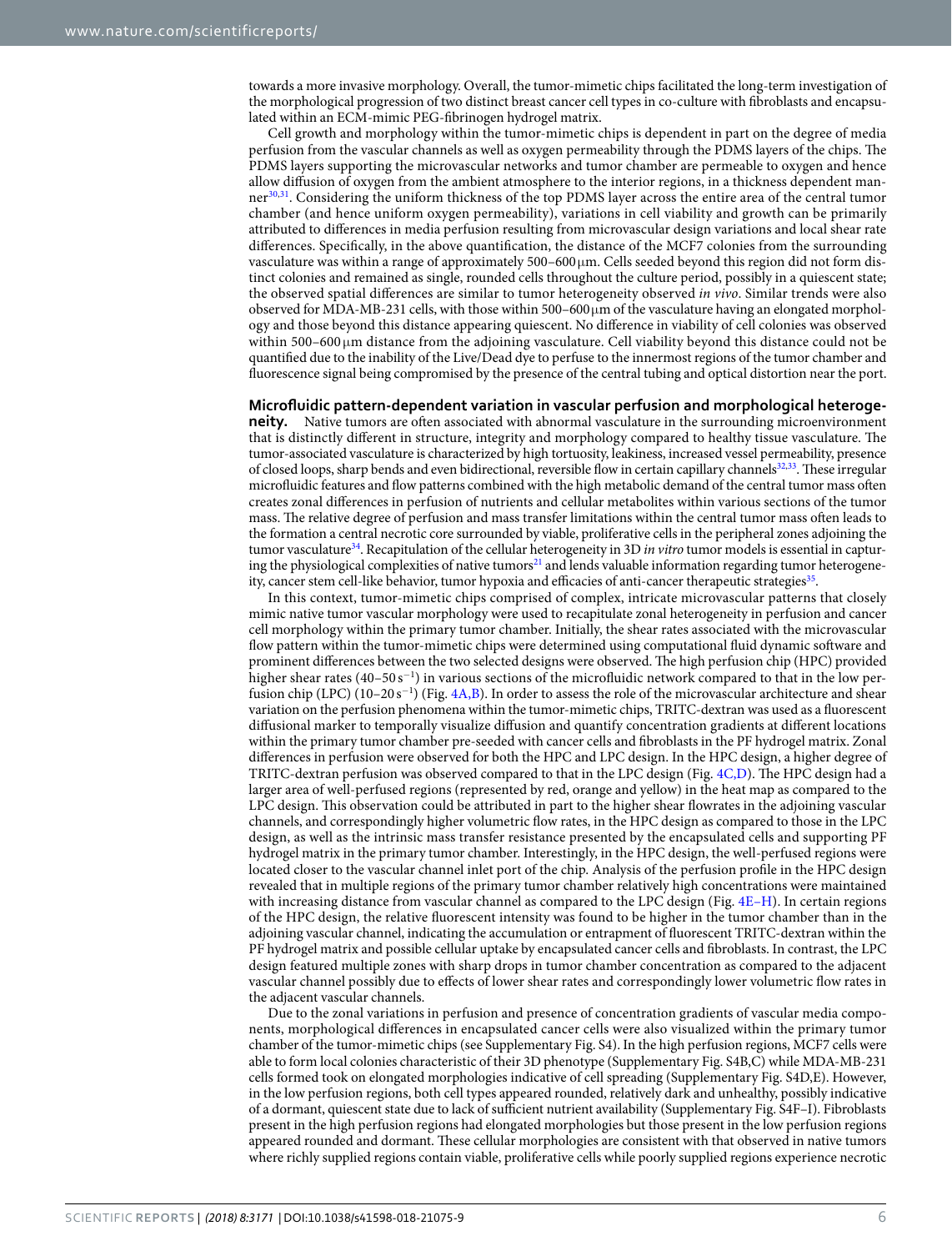towards a more invasive morphology. Overall, the tumor-mimetic chips facilitated the long-term investigation of the morphological progression of two distinct breast cancer cell types in co-culture with fibroblasts and encapsulated within an ECM-mimic PEG-fibrinogen hydrogel matrix.

Cell growth and morphology within the tumor-mimetic chips is dependent in part on the degree of media perfusion from the vascular channels as well as oxygen permeability through the PDMS layers of the chips. The PDMS layers supporting the microvascular networks and tumor chamber are permeable to oxygen and hence allow diffusion of oxygen from the ambient atmosphere to the interior regions, in a thickness dependent manner[30,31]. Considering the uniform thickness of the top PDMS layer across the entire area of the central tumor chamber (and hence uniform oxygen permeability), variations in cell viability and growth can be primarily attributed to differences in media perfusion resulting from microvascular design variations and local shear rate differences. Specifically, in the above quantification, the distance of the MCF7 colonies from the surrounding vasculature was within a range of approximately 500–600 μm. Cells seeded beyond this region did not form distinct colonies and remained as single, rounded cells throughout the culture period, possibly in a quiescent state; the observed spatial differences are similar to tumor heterogeneity observed *in vivo*. Similar trends were also observed for MDA-MB-231 cells, with those within 500–600 μm of the vasculature having an elongated morphology and those beyond this distance appearing quiescent. No difference in viability of cell colonies was observed within 500–600 μm distance from the adjoining vasculature. Cell viability beyond this distance could not be quantified due to the inability of the Live/Dead dye to perfuse to the innermost regions of the tumor chamber and fluorescence signal being compromised by the presence of the central tubing and optical distortion near the port.

**Microfluidic pattern-dependent variation in vascular perfusion and morphological heterogeneity.** Native tumors are often associated with abnormal vasculature in the surrounding microenvironment that is distinctly different in structure, integrity and morphology compared to healthy tissue vasculature. The tumor-associated vasculature is characterized by high tortuosity, leakiness, increased vessel permeability, presence of closed loops, sharp bends and even bidirectional, reversible flow in certain capillary channels[32,33]. These irregular microfluidic features and flow patterns combined with the high metabolic demand of the central tumor mass often creates zonal differences in perfusion of nutrients and cellular metabolites within various sections of the tumor mass. The relative degree of perfusion and mass transfer limitations within the central tumor mass often leads to the formation a central necrotic core surrounded by viable, proliferative cells in the peripheral zones adjoining the tumor vasculature[34]. Recapitulation of the cellular heterogeneity in 3D *in vitro* tumor models is essential in capturing the physiological complexities of native tumors[21] and lends valuable information regarding tumor heterogeneity, cancer stem cell-like behavior, tumor hypoxia and efficacies of anti-cancer therapeutic strategies[35].

In this context, tumor-mimetic chips comprised of complex, intricate microvascular patterns that closely mimic native tumor vascular morphology were used to recapitulate zonal heterogeneity in perfusion and cancer cell morphology within the primary tumor chamber. Initially, the shear rates associated with the microvascular flow pattern within the tumor-mimetic chips were determined using computational fluid dynamic software and prominent differences between the two selected designs were observed. The high perfusion chip (HPC) provided higher shear rates (40–50 $s^{-1}$) in various sections of the microfluidic network compared to that in the low perfusion chip (LPC) (10–20 $s^{-1}$) (Fig. 4A,B). In order to assess the role of the microvascular architecture and shear variation on the perfusion phenomena within the tumor-mimetic chips, TRITC-dextran was used as a fluorescent diffusional marker to temporally visualize diffusion and quantify concentration gradients at different locations within the primary tumor chamber pre-seeded with cancer cells and fibroblasts in the PF hydrogel matrix. Zonal differences in perfusion were observed for both the HPC and LPC design. In the HPC design, a higher degree of TRITC-dextran perfusion was observed compared to that in the LPC design (Fig. 4C,D). The HPC design had a larger area of well-perfused regions (represented by red, orange and yellow) in the heat map as compared to the LPC design. This observation could be attributed in part to the higher shear flowrates in the adjoining vascular channels, and correspondingly higher volumetric flow rates, in the HPC design as compared to those in the LPC design, as well as the intrinsic mass transfer resistance presented by the encapsulated cells and supporting PF hydrogel matrix in the primary tumor chamber. Interestingly, in the HPC design, the well-perfused regions were located closer to the vascular channel inlet port of the chip. Analysis of the perfusion profile in the HPC design revealed that in multiple regions of the primary tumor chamber relatively high concentrations were maintained with increasing distance from vascular channel as compared to the LPC design (Fig. 4E–H). In certain regions of the HPC design, the relative fluorescent intensity was found to be higher in the tumor chamber than in the adjoining vascular channel, indicating the accumulation or entrapment of fluorescent TRITC-dextran within the PF hydrogel matrix and possible cellular uptake by encapsulated cancer cells and fibroblasts. In contrast, the LPC design featured multiple zones with sharp drops in tumor chamber concentration as compared to the adjacent vascular channel possibly due to effects of lower shear rates and correspondingly lower volumetric flow rates in the adjacent vascular channels.

Due to the zonal variations in perfusion and presence of concentration gradients of vascular media components, morphological differences in encapsulated cancer cells were also visualized within the primary tumor chamber of the tumor-mimetic chips (see Supplementary Fig. S4). In the high perfusion regions, MCF7 cells were able to form local colonies characteristic of their 3D phenotype (Supplementary Fig. S4B,C) while MDA-MB-231 cells formed took on elongated morphologies indicative of cell spreading (Supplementary Fig. S4D,E). However, in the low perfusion regions, both cell types appeared rounded, relatively dark and unhealthy, possibly indicative of a dormant, quiescent state due to lack of sufficient nutrient availability (Supplementary Fig. S4F–I). Fibroblasts present in the high perfusion regions had elongated morphologies but those present in the low perfusion regions appeared rounded and dormant. These cellular morphologies are consistent with that observed in native tumors where richly supplied regions contain viable, proliferative cells while poorly supplied regions experience necrotic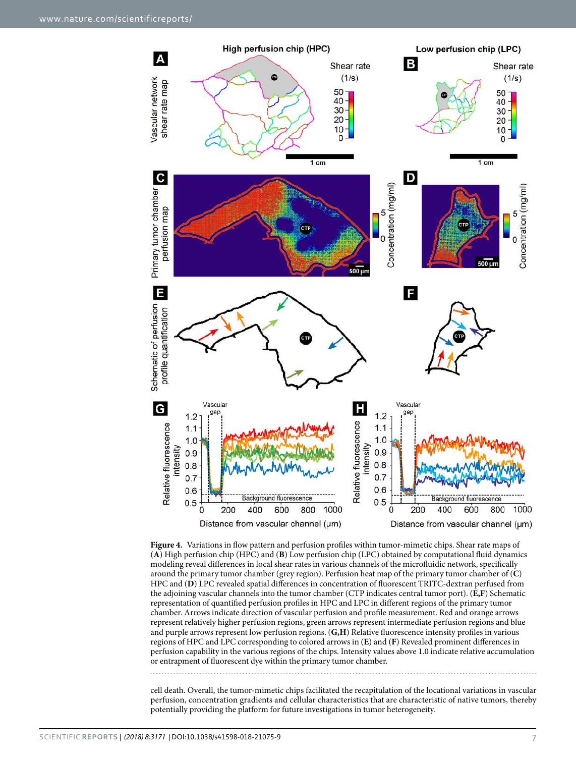**Figure 4.** Variations in flow pattern and perfusion profiles within tumor-mimetic chips. Shear rate maps of (**A**) High perfusion chip (HPC) and (**B**) Low perfusion chip (LPC) obtained by computational fluid dynamics modeling reveal differences in local shear rates in various channels of the microfluidic network, specifically around the primary tumor chamber (grey region). Perfusion heat map of the primary tumor chamber of (**C**) HPC and (**D**) LPC revealed spatial differences in concentration of fluorescent TRITC-dextran perfused from the adjoining vascular channels into the tumor chamber (CTP indicates central tumor port). (**E,F**) Schematic representation of quantified perfusion profiles in HPC and LPC in different regions of the primary tumor chamber. Arrows indicate direction of vascular perfusion and profile measurement. Red and orange arrows represent relatively higher perfusion regions, green arrows represent intermediate perfusion regions and blue and purple arrows represent low perfusion regions. (**G,H**) Relative fluorescence intensity profiles in various regions of HPC and LPC corresponding to colored arrows in (**E**) and (**F**) Revealed prominent differences in perfusion capability in the various regions of the chips. Intensity values above 1.0 indicate relative accumulation or entrapment of fluorescent dye within the primary tumor chamber.

cell death. Overall, the tumor-mimetic chips facilitated the recapitulation of the locational variations in vascular perfusion, concentration gradients and cellular characteristics that are characteristic of native tumors, thereby potentially providing the platform for future investigations in tumor heterogeneity.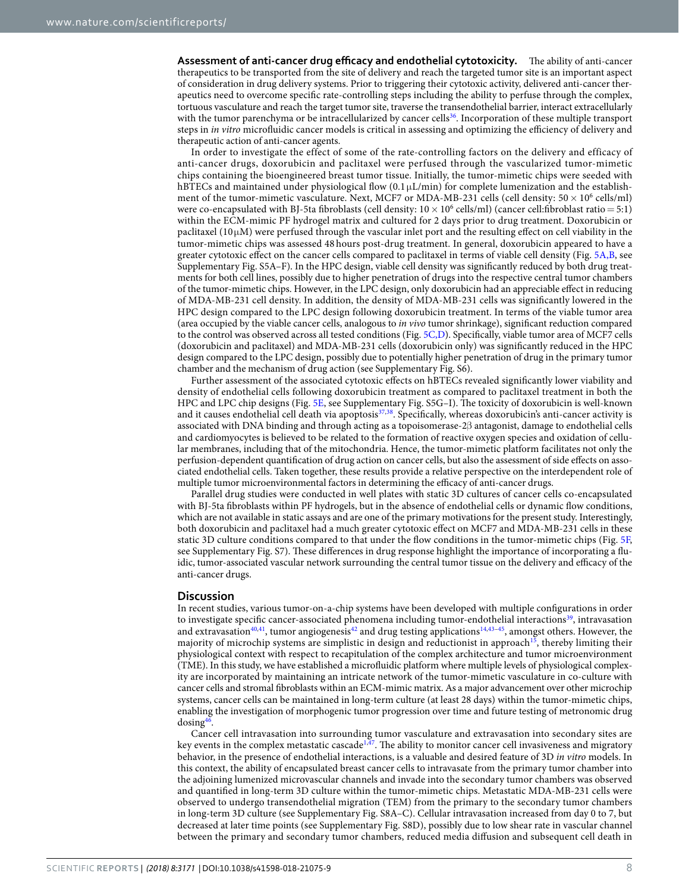**Assessment of anti-cancer drug efficacy and endothelial cytotoxicity.** The ability of anti-cancer therapeutics to be transported from the site of delivery and reach the targeted tumor site is an important aspect of consideration in drug delivery systems. Prior to triggering their cytotoxic activity, delivered anti-cancer therapeutics need to overcome specific rate-controlling steps including the ability to perfuse through the complex, tortuous vasculature and reach the target tumor site, traverse the transendothelial barrier, interact extracellularly with the tumor parenchyma or be intracellularized by cancer cells[36]. Incorporation of these multiple transport steps in *in vitro* microfluidic cancer models is critical in assessing and optimizing the efficiency of delivery and therapeutic action of anti-cancer agents.

In order to investigate the effect of some of the rate-controlling factors on the delivery and efficacy of anti-cancer drugs, doxorubicin and paclitaxel were perfused through the vascularized tumor-mimetic chips containing the bioengineered breast tumor tissue. Initially, the tumor-mimetic chips were seeded with hBTECs and maintained under physiological flow (0.1 μL/min) for complete lumenization and the establishment of the tumor-mimetic vasculature. Next, MCF7 or MDA-MB-231 cells (cell density: $50 \times 10^6$ cells/ml) were co-encapsulated with BJ-5ta fibroblasts (cell density: $10 \times 10^6$ cells/ml) (cancer cell:fibroblast ratio = 5:1) within the ECM-mimic PF hydrogel matrix and cultured for 2 days prior to drug treatment. Doxorubicin or paclitaxel (10 μM) were perfused through the vascular inlet port and the resulting effect on cell viability in the tumor-mimetic chips was assessed 48 hours post-drug treatment. In general, doxorubicin appeared to have a greater cytotoxic effect on the cancer cells compared to paclitaxel in terms of viable cell density (Fig. 5A,B, see Supplementary Fig. S5A–F). In the HPC design, viable cell density was significantly reduced by both drug treatments for both cell lines, possibly due to higher penetration of drugs into the respective central tumor chambers of the tumor-mimetic chips. However, in the LPC design, only doxorubicin had an appreciable effect in reducing of MDA-MB-231 cell density. In addition, the density of MDA-MB-231 cells was significantly lowered in the HPC design compared to the LPC design following doxorubicin treatment. In terms of the viable tumor area (area occupied by the viable cancer cells, analogous to *in vivo* tumor shrinkage), significant reduction compared to the control was observed across all tested conditions (Fig. 5C,D). Specifically, viable tumor area of MCF7 cells (doxorubicin and paclitaxel) and MDA-MB-231 cells (doxorubicin only) was significantly reduced in the HPC design compared to the LPC design, possibly due to potentially higher penetration of drug in the primary tumor chamber and the mechanism of drug action (see Supplementary Fig. S6).

Further assessment of the associated cytotoxic effects on hBTECs revealed significantly lower viability and density of endothelial cells following doxorubicin treatment as compared to paclitaxel treatment in both the HPC and LPC chip designs (Fig. 5E, see Supplementary Fig. S5G–I). The toxicity of doxorubicin is well-known and it causes endothelial cell death via apoptosis[37,38]. Specifically, whereas doxorubicin's anti-cancer activity is associated with DNA binding and through acting as a topoisomerase-2β antagonist, damage to endothelial cells and cardiomyocytes is believed to be related to the formation of reactive oxygen species and oxidation of cellular membranes, including that of the mitochondria. Hence, the tumor-mimetic platform facilitates not only the perfusion-dependent quantification of drug action on cancer cells, but also the assessment of side effects on associated endothelial cells. Taken together, these results provide a relative perspective on the interdependent role of multiple tumor microenvironmental factors in determining the efficacy of anti-cancer drugs.

Parallel drug studies were conducted in well plates with static 3D cultures of cancer cells co-encapsulated with BJ-5ta fibroblasts within PF hydrogels, but in the absence of endothelial cells or dynamic flow conditions, which are not available in static assays and are one of the primary motivations for the present study. Interestingly, both doxorubicin and paclitaxel had a much greater cytotoxic effect on MCF7 and MDA-MB-231 cells in these static 3D culture conditions compared to that under the flow conditions in the tumor-mimetic chips (Fig. 5F, see Supplementary Fig. S7). These differences in drug response highlight the importance of incorporating a fluidic, tumor-associated vascular network surrounding the central tumor tissue on the delivery and efficacy of the anti-cancer drugs.

## Discussion

In recent studies, various tumor-on-a-chip systems have been developed with multiple configurations in order to investigate specific cancer-associated phenomena including tumor-endothelial interactions[39], intravasation and extravasation[40,41], tumor angiogenesis[42] and drug testing applications[14,43–45], amongst others. However, the majority of microchip systems are simplistic in design and reductionist in approach[15], thereby limiting their physiological context with respect to recapitulation of the complex architecture and tumor microenvironment (TME). In this study, we have established a microfluidic platform where multiple levels of physiological complexity are incorporated by maintaining an intricate network of the tumor-mimetic vasculature in co-culture with cancer cells and stromal fibroblasts within an ECM-mimic matrix. As a major advancement over other microchip systems, cancer cells can be maintained in long-term culture (at least 28 days) within the tumor-mimetic chips, enabling the investigation of morphogenic tumor progression over time and future testing of metronomic drug dosing[46].

Cancer cell intravasation into surrounding tumor vasculature and extravasation into secondary sites are key events in the complex metastatic cascade[1,47]. The ability to monitor cancer cell invasiveness and migratory behavior, in the presence of endothelial interactions, is a valuable and desired feature of 3D *in vitro* models. In this context, the ability of encapsulated breast cancer cells to intravasate from the primary tumor chamber into the adjoining lumenized microvascular channels and invade into the secondary tumor chambers was observed and quantified in long-term 3D culture within the tumor-mimetic chips. Metastatic MDA-MB-231 cells were observed to undergo transendothelial migration (TEM) from the primary to the secondary tumor chambers in long-term 3D culture (see Supplementary Fig. S8A–C). Cellular intravasation increased from day 0 to 7, but decreased at later time points (see Supplementary Fig. S8D), possibly due to low shear rate in vascular channel between the primary and secondary tumor chambers, reduced media diffusion and subsequent cell death in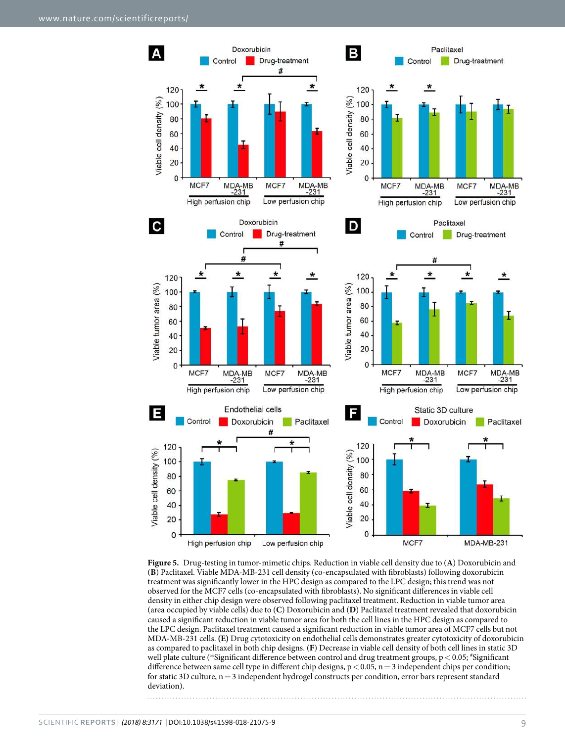**Figure 5.** Drug-testing in tumor-mimetic chips. Reduction in viable cell density due to (**A**) Doxorubicin and (**B**) Paclitaxel. Viable MDA-MB-231 cell density (co-encapsulated with fibroblasts) following doxorubicin treatment was significantly lower in the HPC design as compared to the LPC design; this trend was not observed for the MCF7 cells (co-encapsulated with fibroblasts). No significant differences in viable cell density in either chip design were observed following paclitaxel treatment. Reduction in viable tumor area (area occupied by viable cells) due to (**C**) Doxorubicin and (**D**) Paclitaxel treatment revealed that doxorubicin caused a significant reduction in viable tumor area for both the cell lines in the HPC design as compared to the LPC design. Paclitaxel treatment caused a significant reduction in viable tumor area of MCF7 cells but not MDA-MB-231 cells. (**E**) Drug cytotoxicity on endothelial cells demonstrates greater cytotoxicity of doxorubicin as compared to paclitaxel in both chip designs. (**F**) Decrease in viable cell density of both cell lines in static 3D well plate culture (*Significant difference between control and drug treatment groups, $p < 0.05$; #Significant difference between same cell type in different chip designs, $p < 0.05$, n = 3 independent chips per condition; for static 3D culture, n = 3 independent hydrogel constructs per condition, error bars represent standard deviation).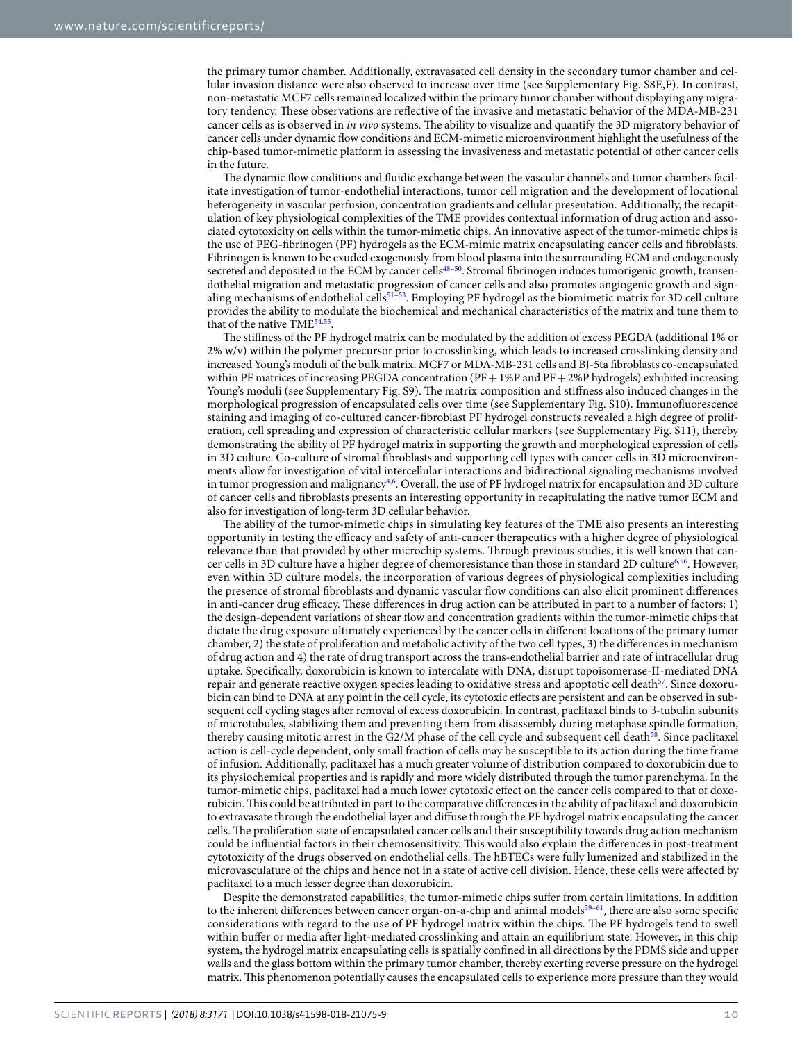the primary tumor chamber. Additionally, extravasated cell density in the secondary tumor chamber and cellular invasion distance were also observed to increase over time (see Supplementary Fig. S8E,F). In contrast, non-metastatic MCF7 cells remained localized within the primary tumor chamber without displaying any migratory tendency. These observations are reflective of the invasive and metastatic behavior of the MDA-MB-231 cancer cells as is observed in *in vivo* systems. The ability to visualize and quantify the 3D migratory behavior of cancer cells under dynamic flow conditions and ECM-mimetic microenvironment highlight the usefulness of the chip-based tumor-mimetic platform in assessing the invasiveness and metastatic potential of other cancer cells in the future.

The dynamic flow conditions and fluidic exchange between the vascular channels and tumor chambers facilitate investigation of tumor-endothelial interactions, tumor cell migration and the development of locational heterogeneity in vascular perfusion, concentration gradients and cellular presentation. Additionally, the recapitulation of key physiological complexities of the TME provides contextual information of drug action and associated cytotoxicity on cells within the tumor-mimetic chips. An innovative aspect of the tumor-mimetic chips is the use of PEG-fibrinogen (PF) hydrogels as the ECM-mimic matrix encapsulating cancer cells and fibroblasts. Fibrinogen is known to be exuded exogenously from blood plasma into the surrounding ECM and endogenously secreted and deposited in the ECM by cancer cells[48–50]. Stromal fibrinogen induces tumorigenic growth, transendothelial migration and metastatic progression of cancer cells and also promotes angiogenic growth and signaling mechanisms of endothelial cells[51–53]. Employing PF hydrogel as the biomimetic matrix for 3D cell culture provides the ability to modulate the biochemical and mechanical characteristics of the matrix and tune them to that of the native TME[54,55].

The stiffness of the PF hydrogel matrix can be modulated by the addition of excess PEGDA (additional 1% or 2% w/v) within the polymer precursor prior to crosslinking, which leads to increased crosslinking density and increased Young's moduli of the bulk matrix. MCF7 or MDA-MB-231 cells and BJ-5ta fibroblasts co-encapsulated within PF matrices of increasing PEGDA concentration (PF + 1%P and PF + 2%P hydrogels) exhibited increasing Young's moduli (see Supplementary Fig. S9). The matrix composition and stiffness also induced changes in the morphological progression of encapsulated cells over time (see Supplementary Fig. S10). Immunofluorescence staining and imaging of co-cultured cancer-fibroblast PF hydrogel constructs revealed a high degree of proliferation, cell spreading and expression of characteristic cellular markers (see Supplementary Fig. S11), thereby demonstrating the ability of PF hydrogel matrix in supporting the growth and morphological expression of cells in 3D culture. Co-culture of stromal fibroblasts and supporting cell types with cancer cells in 3D microenvironments allow for investigation of vital intercellular interactions and bidirectional signaling mechanisms involved in tumor progression and malignancy[4,6]. Overall, the use of PF hydrogel matrix for encapsulation and 3D culture of cancer cells and fibroblasts presents an interesting opportunity in recapitulating the native tumor ECM and also for investigation of long-term 3D cellular behavior.

The ability of the tumor-mimetic chips in simulating key features of the TME also presents an interesting opportunity in testing the efficacy and safety of anti-cancer therapeutics with a higher degree of physiological relevance than that provided by other microchip systems. Through previous studies, it is well known that cancer cells in 3D culture have a higher degree of chemoresistance than those in standard 2D culture[6,56]. However, even within 3D culture models, the incorporation of various degrees of physiological complexities including the presence of stromal fibroblasts and dynamic vascular flow conditions can also elicit prominent differences in anti-cancer drug efficacy. These differences in drug action can be attributed in part to a number of factors: 1) the design-dependent variations of shear flow and concentration gradients within the tumor-mimetic chips that dictate the drug exposure ultimately experienced by the cancer cells in different locations of the primary tumor chamber, 2) the state of proliferation and metabolic activity of the two cell types, 3) the differences in mechanism of drug action and 4) the rate of drug transport across the trans-endothelial barrier and rate of intracellular drug uptake. Specifically, doxorubicin is known to intercalate with DNA, disrupt topoisomerase-II-mediated DNA repair and generate reactive oxygen species leading to oxidative stress and apoptotic cell death[57]. Since doxorubicin can bind to DNA at any point in the cell cycle, its cytotoxic effects are persistent and can be observed in subsequent cell cycling stages after removal of excess doxorubicin. In contrast, paclitaxel binds to β-tubulin subunits of microtubules, stabilizing them and preventing them from disassembly during metaphase spindle formation, thereby causing mitotic arrest in the G2/M phase of the cell cycle and subsequent cell death[58]. Since paclitaxel action is cell-cycle dependent, only small fraction of cells may be susceptible to its action during the time frame of infusion. Additionally, paclitaxel has a much greater volume of distribution compared to doxorubicin due to its physiochemical properties and is rapidly and more widely distributed through the tumor parenchyma. In the tumor-mimetic chips, paclitaxel had a much lower cytotoxic effect on the cancer cells compared to that of doxorubicin. This could be attributed in part to the comparative differences in the ability of paclitaxel and doxorubicin to extravasate through the endothelial layer and diffuse through the PF hydrogel matrix encapsulating the cancer cells. The proliferation state of encapsulated cancer cells and their susceptibility towards drug action mechanism could be influential factors in their chemosensitivity. This would also explain the differences in post-treatment cytotoxicity of the drugs observed on endothelial cells. The hBTECs were fully lumenized and stabilized in the microvasculature of the chips and hence not in a state of active cell division. Hence, these cells were affected by paclitaxel to a much lesser degree than doxorubicin.

Despite the demonstrated capabilities, the tumor-mimetic chips suffer from certain limitations. In addition to the inherent differences between cancer organ-on-a-chip and animal models[59–61], there are also some specific considerations with regard to the use of PF hydrogel matrix within the chips. The PF hydrogels tend to swell within buffer or media after light-mediated crosslinking and attain an equilibrium state. However, in this chip system, the hydrogel matrix encapsulating cells is spatially confined in all directions by the PDMS side and upper walls and the glass bottom within the primary tumor chamber, thereby exerting reverse pressure on the hydrogel matrix. This phenomenon potentially causes the encapsulated cells to experience more pressure than they would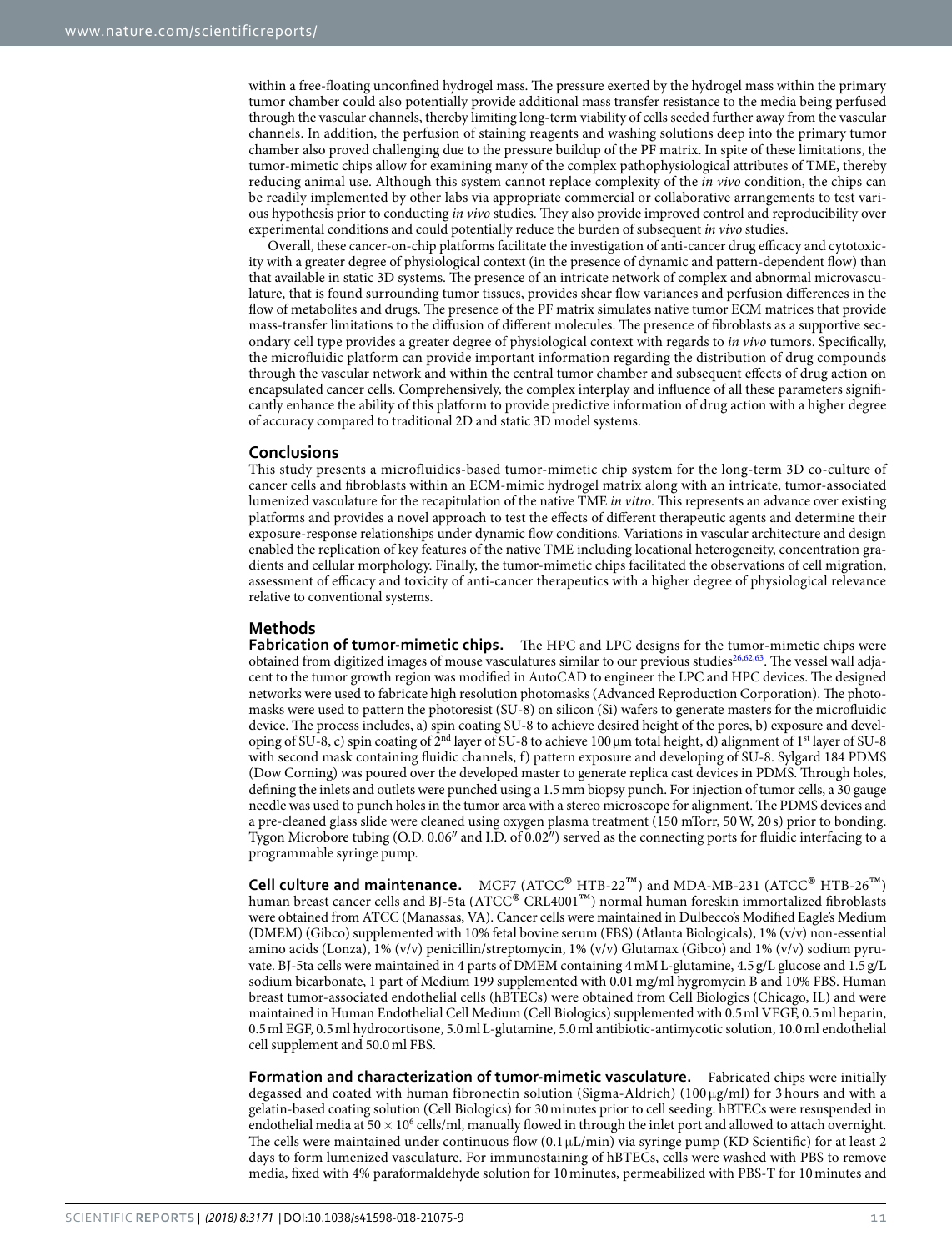within a free-floating unconfined hydrogel mass. The pressure exerted by the hydrogel mass within the primary tumor chamber could also potentially provide additional mass transfer resistance to the media being perfused through the vascular channels, thereby limiting long-term viability of cells seeded further away from the vascular channels. In addition, the perfusion of staining reagents and washing solutions deep into the primary tumor chamber also proved challenging due to the pressure buildup of the PF matrix. In spite of these limitations, the tumor-mimetic chips allow for examining many of the complex pathophysiological attributes of TME, thereby reducing animal use. Although this system cannot replace complexity of the *in vivo* condition, the chips can be readily implemented by other labs via appropriate commercial or collaborative arrangements to test various hypothesis prior to conducting *in vivo* studies. They also provide improved control and reproducibility over experimental conditions and could potentially reduce the burden of subsequent *in vivo* studies.

Overall, these cancer-on-chip platforms facilitate the investigation of anti-cancer drug efficacy and cytotoxicity with a greater degree of physiological context (in the presence of dynamic and pattern-dependent flow) than that available in static 3D systems. The presence of an intricate network of complex and abnormal microvasculature, that is found surrounding tumor tissues, provides shear flow variances and perfusion differences in the flow of metabolites and drugs. The presence of the PF matrix simulates native tumor ECM matrices that provide mass-transfer limitations to the diffusion of different molecules. The presence of fibroblasts as a supportive secondary cell type provides a greater degree of physiological context with regards to *in vivo* tumors. Specifically, the microfluidic platform can provide important information regarding the distribution of drug compounds through the vascular network and within the central tumor chamber and subsequent effects of drug action on encapsulated cancer cells. Comprehensively, the complex interplay and influence of all these parameters significantly enhance the ability of this platform to provide predictive information of drug action with a higher degree of accuracy compared to traditional 2D and static 3D model systems.

## Conclusions

This study presents a microfluidics-based tumor-mimetic chip system for the long-term 3D co-culture of cancer cells and fibroblasts within an ECM-mimic hydrogel matrix along with an intricate, tumor-associated lumenized vasculature for the recapitulation of the native TME *in vitro*. This represents an advance over existing platforms and provides a novel approach to test the effects of different therapeutic agents and determine their exposure-response relationships under dynamic flow conditions. Variations in vascular architecture and design enabled the replication of key features of the native TME including locational heterogeneity, concentration gradients and cellular morphology. Finally, the tumor-mimetic chips facilitated the observations of cell migration, assessment of efficacy and toxicity of anti-cancer therapeutics with a higher degree of physiological relevance relative to conventional systems.

## Methods

**Fabrication of tumor-mimetic chips.** The HPC and LPC designs for the tumor-mimetic chips were obtained from digitized images of mouse vasculatures similar to our previous studies[26,62,63]. The vessel wall adjacent to the tumor growth region was modified in AutoCAD to engineer the LPC and HPC devices. The designed networks were used to fabricate high resolution photomasks (Advanced Reproduction Corporation). The photomasks were used to pattern the photoresist (SU-8) on silicon (Si) wafers to generate masters for the microfluidic device. The process includes, a) spin coating SU-8 to achieve desired height of the pores, b) exposure and developing of SU-8, c) spin coating of 2[nd] layer of SU-8 to achieve 100 μm total height, d) alignment of 1[st] layer of SU-8 with second mask containing fluidic channels, f) pattern exposure and developing of SU-8. Sylgard 184 PDMS (Dow Corning) was poured over the developed master to generate replica cast devices in PDMS. Through holes, defining the inlets and outlets were punched using a 1.5 mm biopsy punch. For injection of tumor cells, a 30 gauge needle was used to punch holes in the tumor area with a stereo microscope for alignment. The PDMS devices and a pre-cleaned glass slide were cleaned using oxygen plasma treatment (150 mTorr, 50 W, 20 s) prior to bonding. Tygon Microbore tubing (O.D. 0.06″ and I.D. of 0.02″) served as the connecting ports for fluidic interfacing to a programmable syringe pump.

**Cell culture and maintenance.** MCF7 (ATCC® HTB-22™) and MDA-MB-231 (ATCC® HTB-26™) human breast cancer cells and BJ-5ta (ATCC® CRL4001™) normal human foreskin immortalized fibroblasts were obtained from ATCC (Manassas, VA). Cancer cells were maintained in Dulbecco's Modified Eagle's Medium (DMEM) (Gibco) supplemented with 10% fetal bovine serum (FBS) (Atlanta Biologicals), 1% (v/v) non-essential amino acids (Lonza), 1% (v/v) penicillin/streptomycin, 1% (v/v) Glutamax (Gibco) and 1% (v/v) sodium pyruvate. BJ-5ta cells were maintained in 4 parts of DMEM containing 4 mM L-glutamine, 4.5 g/L glucose and 1.5 g/L sodium bicarbonate, 1 part of Medium 199 supplemented with 0.01 mg/ml hygromycin B and 10% FBS. Human breast tumor-associated endothelial cells (hBTECs) were obtained from Cell Biologics (Chicago, IL) and were maintained in Human Endothelial Cell Medium (Cell Biologics) supplemented with 0.5 ml VEGF, 0.5 ml heparin, 0.5 ml EGF, 0.5 ml hydrocortisone, 5.0 ml L-glutamine, 5.0 ml antibiotic-antimycotic solution, 10.0 ml endothelial cell supplement and 50.0 ml FBS.

**Formation and characterization of tumor-mimetic vasculature.** Fabricated chips were initially degassed and coated with human fibronectin solution (Sigma-Aldrich) (100 μg/ml) for 3 hours and with a gelatin-based coating solution (Cell Biologics) for 30 minutes prior to cell seeding. hBTECs were resuspended in endothelial media at $50 \times 10^6$ cells/ml, manually flowed in through the inlet port and allowed to attach overnight. The cells were maintained under continuous flow (0.1 μL/min) via syringe pump (KD Scientific) for at least 2 days to form lumenized vasculature. For immunostaining of hBTECs, cells were washed with PBS to remove media, fixed with 4% paraformaldehyde solution for 10 minutes, permeabilized with PBS-T for 10 minutes and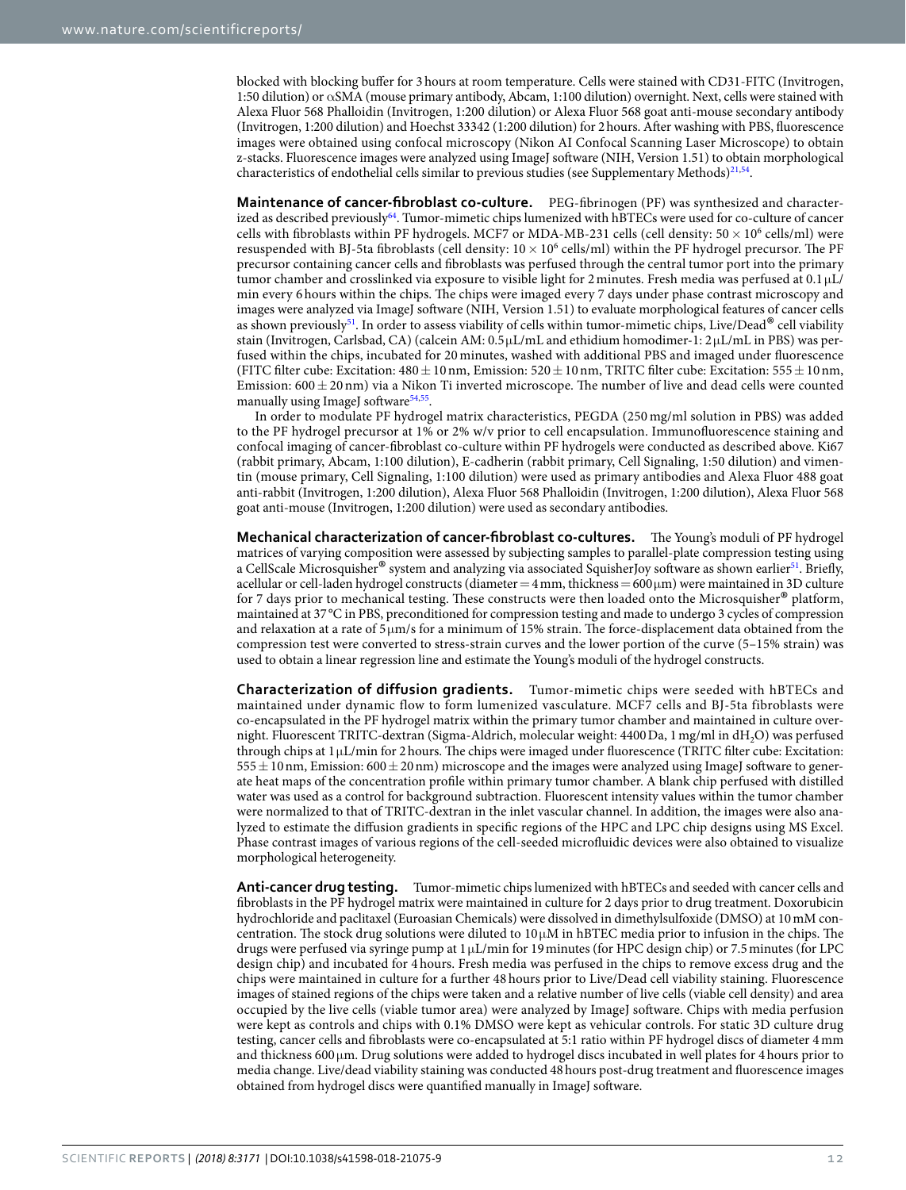blocked with blocking buffer for 3 hours at room temperature. Cells were stained with CD31-FITC (Invitrogen, 1:50 dilution) or αSMA (mouse primary antibody, Abcam, 1:100 dilution) overnight. Next, cells were stained with Alexa Fluor 568 Phalloidin (Invitrogen, 1:200 dilution) or Alexa Fluor 568 goat anti-mouse secondary antibody (Invitrogen, 1:200 dilution) and Hoechst 33342 (1:200 dilution) for 2 hours. After washing with PBS, fluorescence images were obtained using confocal microscopy (Nikon AI Confocal Scanning Laser Microscope) to obtain z-stacks. Fluorescence images were analyzed using ImageJ software (NIH, Version 1.51) to obtain morphological characteristics of endothelial cells similar to previous studies (see Supplementary Methods)[21,54].

**Maintenance of cancer-fibroblast co-culture.** PEG-fibrinogen (PF) was synthesized and characterized as described previously[64]. Tumor-mimetic chips lumenized with hBTECs were used for co-culture of cancer cells with fibroblasts within PF hydrogels. MCF7 or MDA-MB-231 cells (cell density: $50 \times 10^6$ cells/ml) were resuspended with BJ-5ta fibroblasts (cell density: $10 \times 10^6$ cells/ml) within the PF hydrogel precursor. The PF precursor containing cancer cells and fibroblasts was perfused through the central tumor port into the primary tumor chamber and crosslinked via exposure to visible light for 2 minutes. Fresh media was perfused at 0.1 μL/min every 6 hours within the chips. The chips were imaged every 7 days under phase contrast microscopy and images were analyzed via ImageJ software (NIH, Version 1.51) to evaluate morphological features of cancer cells as shown previously[51]. In order to assess viability of cells within tumor-mimetic chips, Live/Dead® cell viability stain (Invitrogen, Carlsbad, CA) (calcein AM: 0.5 μL/mL and ethidium homodimer-1: 2 μL/mL in PBS) was perfused within the chips, incubated for 20 minutes, washed with additional PBS and imaged under fluorescence (FITC filter cube: Excitation: $480 \pm 10$ nm, Emission: $520 \pm 10$ nm, TRITC filter cube: Excitation: $555 \pm 10$ nm, Emission: $600 \pm 20$ nm) via a Nikon Ti inverted microscope. The number of live and dead cells were counted manually using ImageJ software[54,55].

In order to modulate PF hydrogel matrix characteristics, PEGDA (250 mg/ml solution in PBS) was added to the PF hydrogel precursor at 1% or 2% w/v prior to cell encapsulation. Immunofluorescence staining and confocal imaging of cancer-fibroblast co-culture within PF hydrogels were conducted as described above. Ki67 (rabbit primary, Abcam, 1:100 dilution), E-cadherin (rabbit primary, Cell Signaling, 1:50 dilution) and vimentin (mouse primary, Cell Signaling, 1:100 dilution) were used as primary antibodies and Alexa Fluor 488 goat anti-rabbit (Invitrogen, 1:200 dilution), Alexa Fluor 568 Phalloidin (Invitrogen, 1:200 dilution), Alexa Fluor 568 goat anti-mouse (Invitrogen, 1:200 dilution) were used as secondary antibodies.

**Mechanical characterization of cancer-fibroblast co-cultures.** The Young's moduli of PF hydrogel matrices of varying composition were assessed by subjecting samples to parallel-plate compression testing using a CellScale Microsquisher® system and analyzing via associated SquisherJoy software as shown earlier[51]. Briefly, acellular or cell-laden hydrogel constructs (diameter = 4 mm, thickness = 600 μm) were maintained in 3D culture for 7 days prior to mechanical testing. These constructs were then loaded onto the Microsquisher® platform, maintained at 37 °C in PBS, preconditioned for compression testing and made to undergo 3 cycles of compression and relaxation at a rate of 5 μm/s for a minimum of 15% strain. The force-displacement data obtained from the compression test were converted to stress-strain curves and the lower portion of the curve (5–15% strain) was used to obtain a linear regression line and estimate the Young's moduli of the hydrogel constructs.

**Characterization of diffusion gradients.** Tumor-mimetic chips were seeded with hBTECs and maintained under dynamic flow to form lumenized vasculature. MCF7 cells and BJ-5ta fibroblasts were co-encapsulated in the PF hydrogel matrix within the primary tumor chamber and maintained in culture overnight. Fluorescent TRITC-dextran (Sigma-Aldrich, molecular weight: 4400 Da, 1 mg/ml in $dH_2O$) was perfused through chips at 1 μL/min for 2 hours. The chips were imaged under fluorescence (TRITC filter cube: Excitation: $555 \pm 10$ nm, Emission: $600 \pm 20$ nm) microscope and the images were analyzed using ImageJ software to generate heat maps of the concentration profile within primary tumor chamber. A blank chip perfused with distilled water was used as a control for background subtraction. Fluorescent intensity values within the tumor chamber were normalized to that of TRITC-dextran in the inlet vascular channel. In addition, the images were also analyzed to estimate the diffusion gradients in specific regions of the HPC and LPC chip designs using MS Excel. Phase contrast images of various regions of the cell-seeded microfluidic devices were also obtained to visualize morphological heterogeneity.

**Anti-cancer drug testing.** Tumor-mimetic chips lumenized with hBTECs and seeded with cancer cells and fibroblasts in the PF hydrogel matrix were maintained in culture for 2 days prior to drug treatment. Doxorubicin hydrochloride and paclitaxel (Euroasian Chemicals) were dissolved in dimethylsulfoxide (DMSO) at 10 mM concentration. The stock drug solutions were diluted to 10 μM in hBTEC media prior to infusion in the chips. The drugs were perfused via syringe pump at 1 μL/min for 19 minutes (for HPC design chip) or 7.5 minutes (for LPC design chip) and incubated for 4 hours. Fresh media was perfused in the chips to remove excess drug and the chips were maintained in culture for a further 48 hours prior to Live/Dead cell viability staining. Fluorescence images of stained regions of the chips were taken and a relative number of live cells (viable cell density) and area occupied by the live cells (viable tumor area) were analyzed by ImageJ software. Chips with media perfusion were kept as controls and chips with 0.1% DMSO were kept as vehicular controls. For static 3D culture drug testing, cancer cells and fibroblasts were co-encapsulated at 5:1 ratio within PF hydrogel discs of diameter 4 mm and thickness 600 μm. Drug solutions were added to hydrogel discs incubated in well plates for 4 hours prior to media change. Live/dead viability staining was conducted 48 hours post-drug treatment and fluorescence images obtained from hydrogel discs were quantified manually in ImageJ software.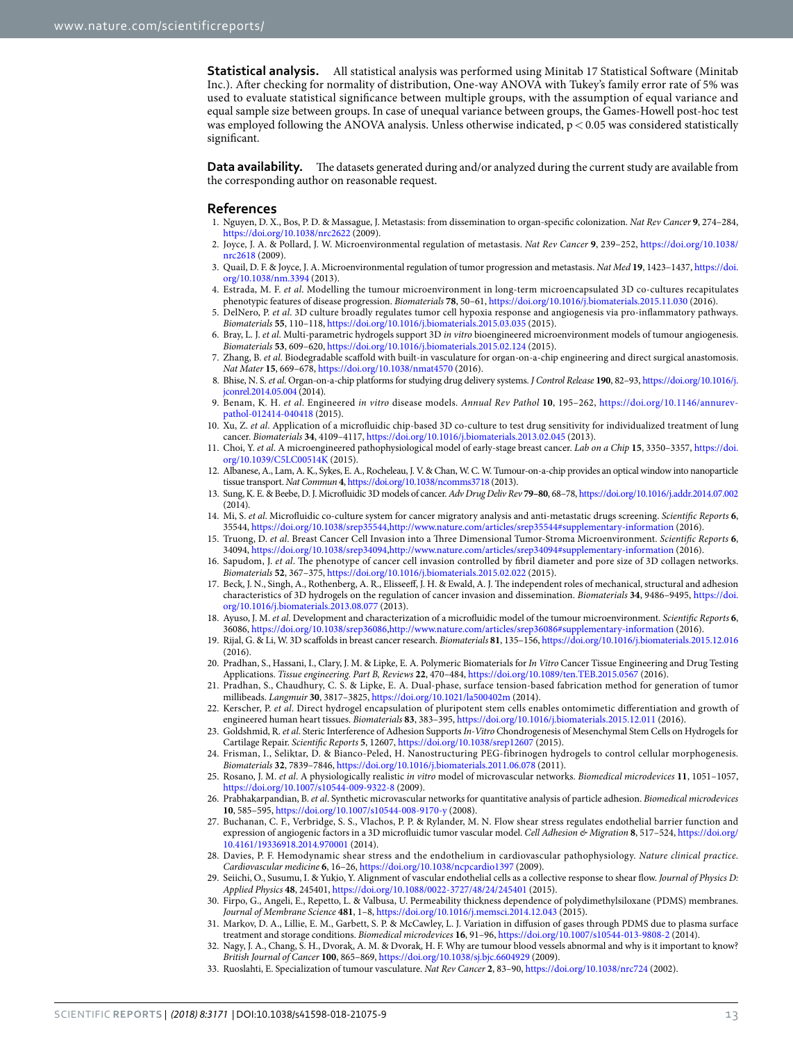**Statistical analysis.** All statistical analysis was performed using Minitab 17 Statistical Software (Minitab Inc.). After checking for normality of distribution, One-way ANOVA with Tukey's family error rate of 5% was used to evaluate statistical significance between multiple groups, with the assumption of equal variance and equal sample size between groups. In case of unequal variance between groups, the Games-Howell post-hoc test was employed following the ANOVA analysis. Unless otherwise indicated, $p < 0.05$ was considered statistically significant.

**Data availability.** The datasets generated during and/or analyzed during the current study are available from the corresponding author on reasonable request.

## References

1. Nguyen, D. X., Bos, P. D. & Massague, J. Metastasis: from dissemination to organ-specific colonization. *Nat Rev Cancer* **9**, 274–284, https://doi.org/10.1038/nrc2622 (2009).
2. Joyce, J. A. & Pollard, J. W. Microenvironmental regulation of metastasis. *Nat Rev Cancer* **9**, 239–252, https://doi.org/10.1038/nrc2618 (2009).
3. Quail, D. F. & Joyce, J. A. Microenvironmental regulation of tumor progression and metastasis. *Nat Med* **19**, 1423–1437, https://doi.org/10.1038/nm.3394 (2013).
4. Estrada, M. F. *et al*. Modelling the tumour microenvironment in long-term microencapsulated 3D co-cultures recapitulates phenotypic features of disease progression. *Biomaterials* **78**, 50–61, https://doi.org/10.1016/j.biomaterials.2015.11.030 (2016).
5. DelNero, P. *et al*. 3D culture broadly regulates tumor cell hypoxia response and angiogenesis via pro-inflammatory pathways. *Biomaterials* **55**, 110–118, https://doi.org/10.1016/j.biomaterials.2015.03.035 (2015).
6. Bray, L. J. *et al*. Multi-parametric hydrogels support 3D *in vitro* bioengineered microenvironment models of tumour angiogenesis. *Biomaterials* **53**, 609–620, https://doi.org/10.1016/j.biomaterials.2015.02.124 (2015).
7. Zhang, B. *et al*. Biodegradable scaffold with built-in vasculature for organ-on-a-chip engineering and direct surgical anastomosis. *Nat Mater* **15**, 669–678, https://doi.org/10.1038/nmat4570 (2016).
8. Bhise, N. S. *et al*. Organ-on-a-chip platforms for studying drug delivery systems. *J Control Release* **190**, 82–93, https://doi.org/10.1016/j.jconrel.2014.05.004 (2014).
9. Benam, K. H. *et al*. Engineered *in vitro* disease models. *Annual Rev Pathol* **10**, 195–262, https://doi.org/10.1146/annurev-pathol-012414-040418 (2015).
10. Xu, Z. *et al*. Application of a microfluidic chip-based 3D co-culture to test drug sensitivity for individualized treatment of lung cancer. *Biomaterials* **34**, 4109–4117, https://doi.org/10.1016/j.biomaterials.2013.02.045 (2013).
11. Choi, Y. *et al*. A microengineered pathophysiological model of early-stage breast cancer. *Lab on a Chip* **15**, 3350–3357, https://doi.org/10.1039/C5LC00514K (2015).
12. Albanese, A., Lam, A. K., Sykes, E. A., Rocheleau, J. V. & Chan, W. C. W. Tumour-on-a-chip provides an optical window into nanoparticle tissue transport. *Nat Commun* **4**, https://doi.org/10.1038/ncomms3718 (2013).
13. Sung, K. E. & Beebe, D. J. Microfluidic 3D models of cancer. *Adv Drug Deliv Rev* **79–80**, 68–78, https://doi.org/10.1016/j.addr.2014.07.002 (2014).
14. Mi, S. *et al*. Microfluidic co-culture system for cancer migratory analysis and anti-metastatic drugs screening. *Scientific Reports* **6**, 35544, https://doi.org/10.1038/srep35544,http://www.nature.com/articles/srep35544#supplementary-information (2016).
15. Truong, D. *et al*. Breast Cancer Cell Invasion into a Three Dimensional Tumor-Stroma Microenvironment. *Scientific Reports* **6**, 34094, https://doi.org/10.1038/srep34094,http://www.nature.com/articles/srep34094#supplementary-information (2016).
16. Sapudom, J. *et al*. The phenotype of cancer cell invasion controlled by fibril diameter and pore size of 3D collagen networks. *Biomaterials* **52**, 367–375, https://doi.org/10.1016/j.biomaterials.2015.02.022 (2015).
17. Beck, J. N., Singh, A., Rothenberg, A. R., Elisseeff, J. H. & Ewald, A. J. The independent roles of mechanical, structural and adhesion characteristics of 3D hydrogels on the regulation of cancer invasion and dissemination. *Biomaterials* **34**, 9486–9495, https://doi.org/10.1016/j.biomaterials.2013.08.077 (2013).
18. Ayuso, J. M. *et al*. Development and characterization of a microfluidic model of the tumour microenvironment. *Scientific Reports* **6**, 36086, https://doi.org/10.1038/srep36086,http://www.nature.com/articles/srep36086#supplementary-information (2016).
19. Rijal, G. & Li, W. 3D scaffolds in breast cancer research. *Biomaterials* **81**, 135–156, https://doi.org/10.1016/j.biomaterials.2015.12.016 (2016).
20. Pradhan, S., Hassani, I., Clary, J. M. & Lipke, E. A. Polymeric Biomaterials for *In Vitro* Cancer Tissue Engineering and Drug Testing Applications. *Tissue engineering. Part B, Reviews* **22**, 470–484, https://doi.org/10.1089/ten.TEB.2015.0567 (2016).
21. Pradhan, S., Chaudhury, C. S. & Lipke, E. A. Dual-phase, surface tension-based fabrication method for generation of tumor millibeads. *Langmuir* **30**, 3817–3825, https://doi.org/10.1021/la500402m (2014).
22. Kerscher, P. *et al*. Direct hydrogel encapsulation of pluripotent stem cells enables ontomimetic differentiation and growth of engineered human heart tissues. *Biomaterials* **83**, 383–395, https://doi.org/10.1016/j.biomaterials.2015.12.011 (2016).
23. Goldshmid, R. *et al*. Steric Interference of Adhesion Supports *In-Vitro* Chondrogenesis of Mesenchymal Stem Cells on Hydrogels for Cartilage Repair. *Scientific Reports* **5**, 12607, https://doi.org/10.1038/srep12607 (2015).
24. Frisman, I., Seliktar, D. & Bianco-Peled, H. Nanostructuring PEG-fibrinogen hydrogels to control cellular morphogenesis. *Biomaterials* **32**, 7839–7846, https://doi.org/10.1016/j.biomaterials.2011.06.078 (2011).
25. Rosano, J. M. *et al*. A physiologically realistic *in vitro* model of microvascular networks. *Biomedical microdevices* **11**, 1051–1057, https://doi.org/10.1007/s10544-009-9322-8 (2009).
26. Prabhakarpandian, B. *et al*. Synthetic microvascular networks for quantitative analysis of particle adhesion. *Biomedical microdevices* **10**, 585–595, https://doi.org/10.1007/s10544-008-9170-y (2008).
27. Buchanan, C. F., Verbridge, S. S., Vlachos, P. P. & Rylander, M. N. Flow shear stress regulates endothelial barrier function and expression of angiogenic factors in a 3D microfluidic tumor vascular model. *Cell Adhesion & Migration* **8**, 517–524, https://doi.org/10.4161/19336918.2014.970001 (2014).
28. Davies, P. F. Hemodynamic shear stress and the endothelium in cardiovascular pathophysiology. *Nature clinical practice. Cardiovascular medicine* **6**, 16–26, https://doi.org/10.1038/ncpcardio1397 (2009).
29. Seiichi, O., Susumu, I. & Yukio, Y. Alignment of vascular endothelial cells as a collective response to shear flow. *Journal of Physics D: Applied Physics* **48**, 245401, https://doi.org/10.1088/0022-3727/48/24/245401 (2015).
30. Firpo, G., Angeli, E., Repetto, L. & Valbusa, U. Permeability thickness dependence of polydimethylsiloxane (PDMS) membranes. *Journal of Membrane Science* **481**, 1–8, https://doi.org/10.1016/j.memsci.2014.12.043 (2015).
31. Markov, D. A., Lillie, E. M., Garbett, S. P. & McCawley, L. J. Variation in diffusion of gases through PDMS due to plasma surface treatment and storage conditions. *Biomedical microdevices* **16**, 91–96, https://doi.org/10.1007/s10544-013-9808-2 (2014).
32. Nagy, J. A., Chang, S. H., Dvorak, A. M. & Dvorak, H. F. Why are tumour blood vessels abnormal and why is it important to know? *British Journal of Cancer* **100**, 865–869, https://doi.org/10.1038/sj.bjc.6604929 (2009).
33. Ruoslahti, E. Specialization of tumour vasculature. *Nat Rev Cancer* **2**, 83–90, https://doi.org/10.1038/nrc724 (2002).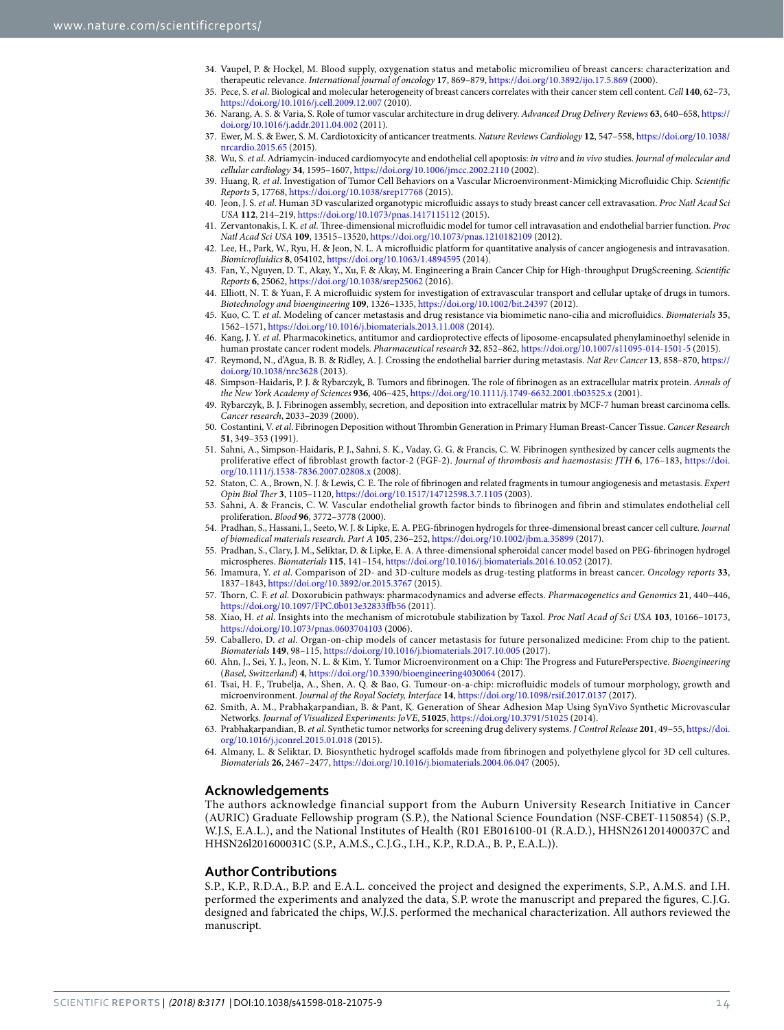34. Vaupel, P. & Hockel, M. Blood supply, oxygenation status and metabolic micromilieu of breast cancers: characterization and therapeutic relevance. *International journal of oncology* **17**, 869–879, https://doi.org/10.3892/ijo.17.5.869 (2000).
35. Pece, S. *et al*. Biological and molecular heterogeneity of breast cancers correlates with their cancer stem cell content. *Cell* **140**, 62–73, https://doi.org/10.1016/j.cell.2009.12.007 (2010).
36. Narang, A. S. & Varia, S. Role of tumor vascular architecture in drug delivery. *Advanced Drug Delivery Reviews* **63**, 640–658, https://doi.org/10.1016/j.addr.2011.04.002 (2011).
37. Ewer, M. S. & Ewer, S. M. Cardiotoxicity of anticancer treatments. *Nature Reviews Cardiology* **12**, 547–558, https://doi.org/10.1038/nrcardio.2015.65 (2015).
38. Wu, S. *et al*. Adriamycin-induced cardiomyocyte and endothelial cell apoptosis: *in vitro* and *in vivo* studies. *Journal of molecular and cellular cardiology* **34**, 1595–1607, https://doi.org/10.1006/jmcc.2002.2110 (2002).
39. Huang, R. *et al*. Investigation of Tumor Cell Behaviors on a Vascular Microenvironment-Mimicking Microfluidic Chip. *Scientific Reports* **5**, 17768, https://doi.org/10.1038/srep17768 (2015).
40. Jeon, J. S. *et al*. Human 3D vascularized organotypic microfluidic assays to study breast cancer cell extravasation. *Proc Natl Acad Sci USA* **112**, 214–219, https://doi.org/10.1073/pnas.1417115112 (2015).
41. Zervantonakis, I. K. *et al*. Three-dimensional microfluidic model for tumor cell intravasation and endothelial barrier function. *Proc Natl Acad Sci USA* **109**, 13515–13520, https://doi.org/10.1073/pnas.1210182109 (2012).
42. Lee, H., Park, W., Ryu, H. & Jeon, N. L. A microfluidic platform for quantitative analysis of cancer angiogenesis and intravasation. *Biomicrofluidics* **8**, 054102, https://doi.org/10.1063/1.4894595 (2014).
43. Fan, Y., Nguyen, D. T., Akay, Y., Xu, F. & Akay, M. Engineering a Brain Cancer Chip for High-throughput DrugScreening. *Scientific Reports* **6**, 25062, https://doi.org/10.1038/srep25062 (2016).
44. Elliott, N. T. & Yuan, F. A microfluidic system for investigation of extravascular transport and cellular uptake of drugs in tumors. *Biotechnology and bioengineering* **109**, 1326–1335, https://doi.org/10.1002/bit.24397 (2012).
45. Kuo, C. T. *et al*. Modeling of cancer metastasis and drug resistance via biomimetic nano-cilia and microfluidics. *Biomaterials* **35**, 1562–1571, https://doi.org/10.1016/j.biomaterials.2013.11.008 (2014).
46. Kang, J. Y. *et al*. Pharmacokinetics, antitumor and cardioprotective effects of liposome-encapsulated phenylaminoethyl selenide in human prostate cancer rodent models. *Pharmaceutical research* **32**, 852–862, https://doi.org/10.1007/s11095-014-1501-5 (2015).
47. Reymond, N., d'Agua, B. B. & Ridley, A. J. Crossing the endothelial barrier during metastasis. *Nat Rev Cancer* **13**, 858–870, https://doi.org/10.1038/nrc3628 (2013).
48. Simpson-Haidaris, P. J. & Rybarczyk, B. Tumors and fibrinogen. The role of fibrinogen as an extracellular matrix protein. *Annals of the New York Academy of Sciences* **936**, 406–425, https://doi.org/10.1111/j.1749-6632.2001.tb03525.x (2001).
49. Rybarczyk, B. J. Fibrinogen assembly, secretion, and deposition into extracellular matrix by MCF-7 human breast carcinoma cells. *Cancer research*, 2033–2039 (2000).
50. Costantini, V. *et al*. Fibrinogen Deposition without Thrombin Generation in Primary Human Breast-Cancer Tissue. *Cancer Research* **51**, 349–353 (1991).
51. Sahni, A., Simpson-Haidaris, P. J., Sahni, S. K., Vaday, G. G. & Francis, C. W. Fibrinogen synthesized by cancer cells augments the proliferative effect of fibroblast growth factor-2 (FGF-2). *Journal of thrombosis and haemostasis: JTH* **6**, 176–183, https://doi.org/10.1111/j.1538-7836.2007.02808.x (2008).
52. Staton, C. A., Brown, N. J. & Lewis, C. E. The role of fibrinogen and related fragments in tumour angiogenesis and metastasis. *Expert Opin Biol Ther* **3**, 1105–1120, https://doi.org/10.1517/14712598.3.7.1105 (2003).
53. Sahni, A. & Francis, C. W. Vascular endothelial growth factor binds to fibrinogen and fibrin and stimulates endothelial cell proliferation. *Blood* **96**, 3772–3778 (2000).
54. Pradhan, S., Hassani, I., Seeto, W. J. & Lipke, E. A. PEG-fibrinogen hydrogels for three-dimensional breast cancer cell culture. *Journal of biomedical materials research. Part A* **105**, 236–252, https://doi.org/10.1002/jbm.a.35899 (2017).
55. Pradhan, S., Clary, J. M., Seliktar, D. & Lipke, E. A. A three-dimensional spheroidal cancer model based on PEG-fibrinogen hydrogel microspheres. *Biomaterials* **115**, 141–154, https://doi.org/10.1016/j.biomaterials.2016.10.052 (2017).
56. Imamura, Y. *et al*. Comparison of 2D- and 3D-culture models as drug-testing platforms in breast cancer. *Oncology reports* **33**, 1837–1843, https://doi.org/10.3892/or.2015.3767 (2015).
57. Thorn, C. F. *et al*. Doxorubicin pathways: pharmacodynamics and adverse effects. *Pharmacogenetics and Genomics* **21**, 440–446, https://doi.org/10.1097/FPC.0b013e32833ffb56 (2011).
58. Xiao, H. *et al*. Insights into the mechanism of microtubule stabilization by Taxol. *Proc Natl Acad of Sci USA* **103**, 10166–10173, https://doi.org/10.1073/pnas.0603704103 (2006).
59. Caballero, D. *et al*. Organ-on-chip models of cancer metastasis for future personalized medicine: From chip to the patient. *Biomaterials* **149**, 98–115, https://doi.org/10.1016/j.biomaterials.2017.10.005 (2017).
60. Ahn, J., Sei, Y. J., Jeon, N. L. & Kim, Y. Tumor Microenvironment on a Chip: The Progress and FuturePerspective. *Bioengineering (Basel, Switzerland)* **4**, https://doi.org/10.3390/bioengineering4030064 (2017).
61. Tsai, H. F., Trubelja, A., Shen, A. Q. & Bao, G. Tumour-on-a-chip: microfluidic models of tumour morphology, growth and microenvironment. *Journal of the Royal Society, Interface* **14**, https://doi.org/10.1098/rsif.2017.0137 (2017).
62. Smith, A. M., Prabhakarpandian, B. & Pant, K. Generation of Shear Adhesion Map Using SynVivo Synthetic Microvascular Networks. *Journal of Visualized Experiments: JoVE*, **51025**, https://doi.org/10.3791/51025 (2014).
63. Prabhakarpandian, B. *et al*. Synthetic tumor networks for screening drug delivery systems. *J Control Release* **201**, 49–55, https://doi.org/10.1016/j.jconrel.2015.01.018 (2015).
64. Almany, L. & Seliktar, D. Biosynthetic hydrogel scaffolds made from fibrinogen and polyethylene glycol for 3D cell cultures. *Biomaterials* **26**, 2467–2477, https://doi.org/10.1016/j.biomaterials.2004.06.047 (2005).

## Acknowledgements

The authors acknowledge financial support from the Auburn University Research Initiative in Cancer (AURIC) Graduate Fellowship program (S.P.), the National Science Foundation (NSF-CBET-1150854) (S.P., W.J.S, E.A.L.), and the National Institutes of Health (R01 EB016100-01 (R.A.D.), HHSN261201400037C and HHSN26l201600031C (S.P., A.M.S., C.J.G., I.H., K.P., R.D.A., B. P., E.A.L.)).

## Author Contributions

S.P., K.P., R.D.A., B.P. and E.A.L. conceived the project and designed the experiments, S.P., A.M.S. and I.H. performed the experiments and analyzed the data, S.P. wrote the manuscript and prepared the figures, C.J.G. designed and fabricated the chips, W.J.S. performed the mechanical characterization. All authors reviewed the manuscript.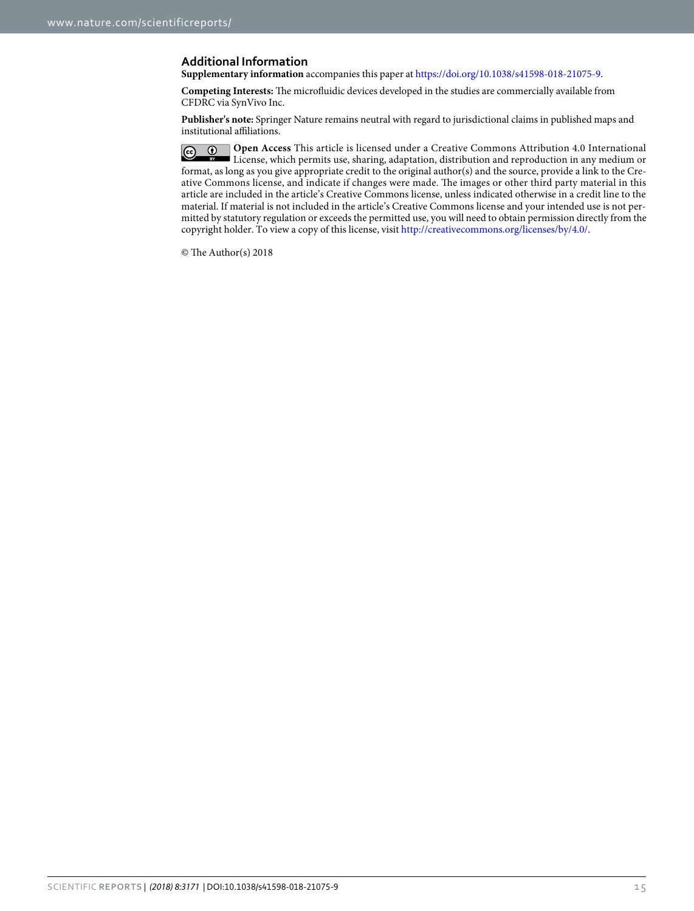## Additional Information

**Supplementary information** accompanies this paper at https://doi.org/10.1038/s41598-018-21075-9.

**Competing Interests:** The microfluidic devices developed in the studies are commercially available from CFDRC via SynVivo Inc.

**Publisher's note:** Springer Nature remains neutral with regard to jurisdictional claims in published maps and institutional affiliations.

**Open Access** This article is licensed under a Creative Commons Attribution 4.0 International License, which permits use, sharing, adaptation, distribution and reproduction in any medium or format, as long as you give appropriate credit to the original author(s) and the source, provide a link to the Creative Commons license, and indicate if changes were made. The images or other third party material in this article are included in the article's Creative Commons license, unless indicated otherwise in a credit line to the material. If material is not included in the article's Creative Commons license and your intended use is not permitted by statutory regulation or exceeds the permitted use, you will need to obtain permission directly from the copyright holder. To view a copy of this license, visit http://creativecommons.org/licenses/by/4.0/.

© The Author(s) 2018